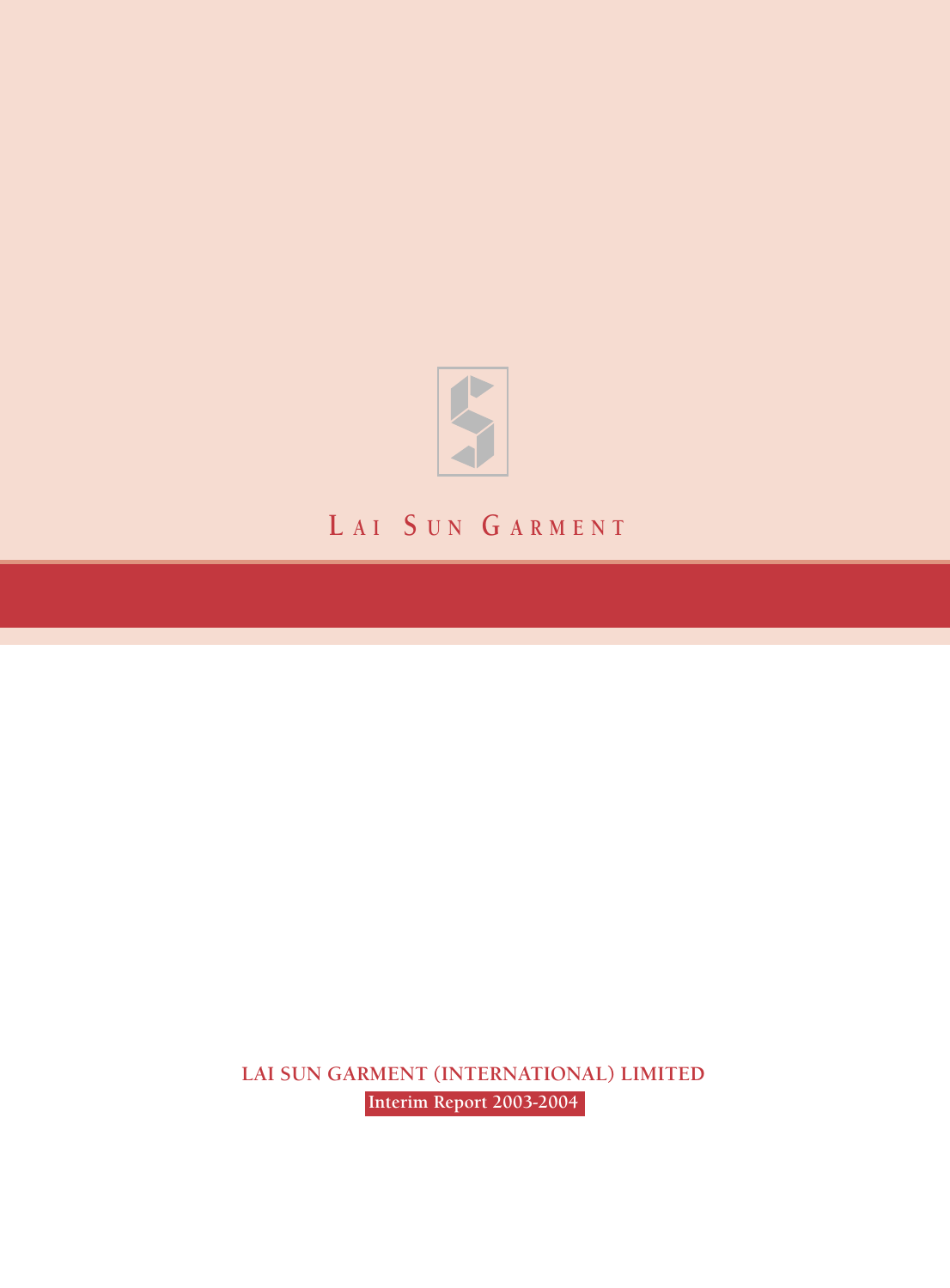LAI SUN GARMENT

# LAI SUN GARMENT (INTERNATIONAL) LIMITED

Interim Report 2003-2004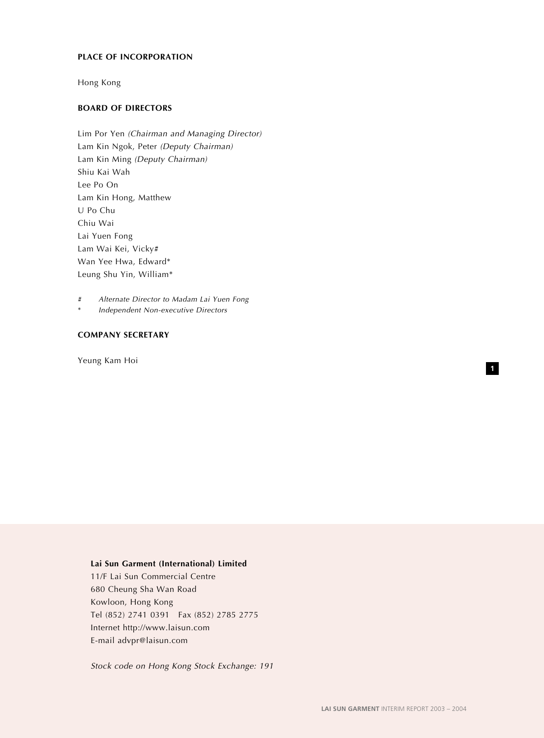## PLACE OF INCORPORATION

Hong Kong

## BOARD OF DIRECTORS

Lim Por Yen *(Chairman and Managing Director)*
Lam Kin Ngok, Peter *(Deputy Chairman)*
Lam Kin Ming *(Deputy Chairman)*
Shiu Kai Wah
Lee Po On
Lam Kin Hong, Matthew
U Po Chu
Chiu Wai
Lai Yuen Fong
Lam Wai Kei, Vicky#
Wan Yee Hwa, Edward*
Leung Shu Yin, William*

\# *Alternate Director to Madam Lai Yuen Fong*
\* *Independent Non-executive Directors*

## COMPANY SECRETARY

Yeung Kam Hoi

**Lai Sun Garment (International) Limited**
11/F Lai Sun Commercial Centre
680 Cheung Sha Wan Road
Kowloon, Hong Kong
Tel (852) 2741 0391 Fax (852) 2785 2775
Internet http://www.laisun.com
E-mail advpr@laisun.com

*Stock code on Hong Kong Stock Exchange: 191*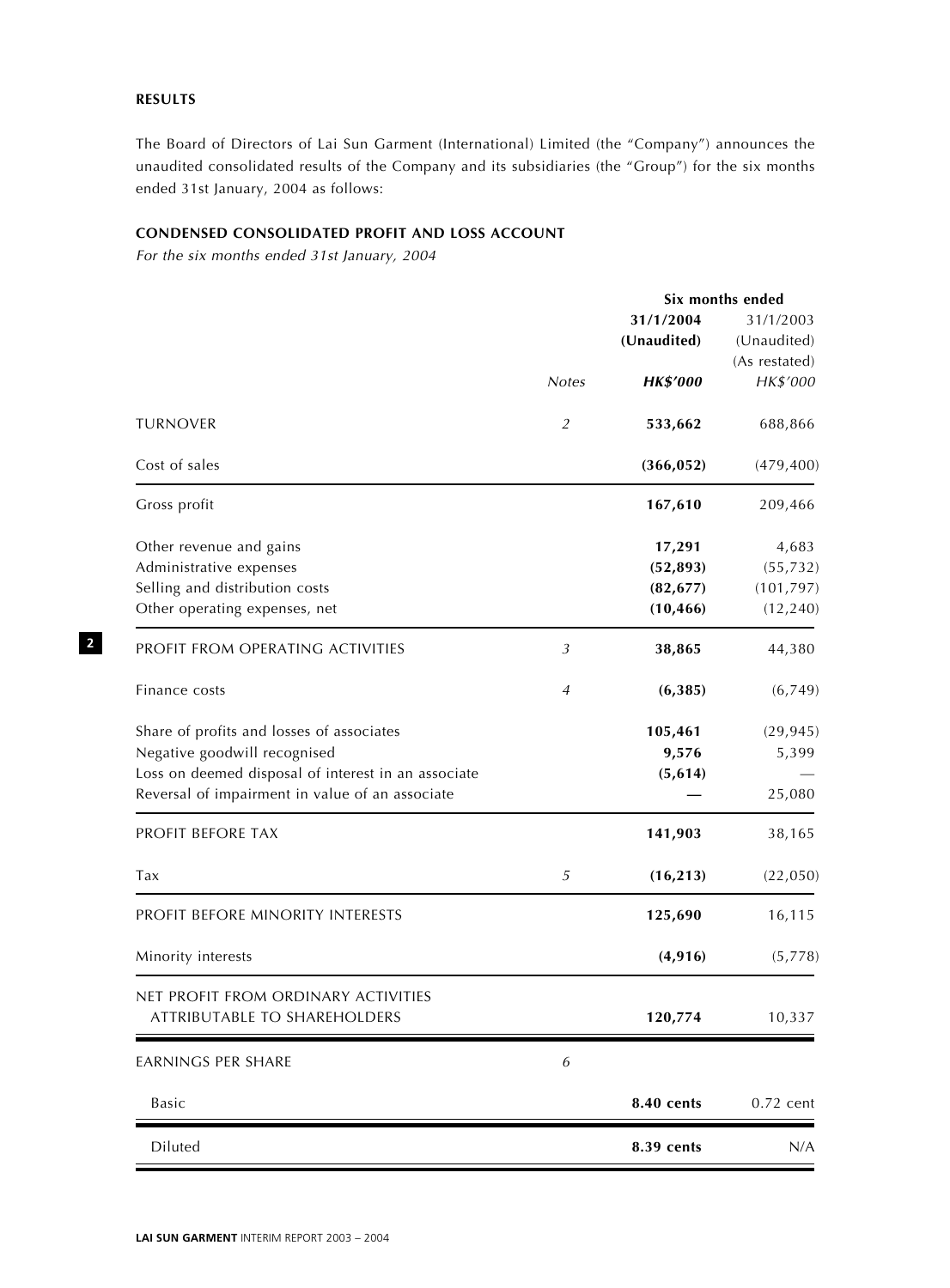## RESULTS

The Board of Directors of Lai Sun Garment (International) Limited (the "Company") announces the unaudited consolidated results of the Company and its subsidiaries (the "Group") for the six months ended 31st January, 2004 as follows:

### CONDENSED CONSOLIDATED PROFIT AND LOSS ACCOUNT

*For the six months ended 31st January, 2004*

| | | Six months ended | |
|---|---|---|---|
| | | **31/1/2004** | 31/1/2003 |
| | | **(Unaudited)** | (Unaudited) |
| | | | (As restated) |
| | *Notes* | ***HK$'000*** | *HK$'000* |
| TURNOVER | *2* | **533,662** | 688,866 |
| Cost of sales | | **(366,052)** | (479,400) |
| Gross profit | | **167,610** | 209,466 |
| Other revenue and gains | | **17,291** | 4,683 |
| Administrative expenses | | **(52,893)** | (55,732) |
| Selling and distribution costs | | **(82,677)** | (101,797) |
| Other operating expenses, net | | **(10,466)** | (12,240) |
| PROFIT FROM OPERATING ACTIVITIES | *3* | **38,865** | 44,380 |
| Finance costs | *4* | **(6,385)** | (6,749) |
| Share of profits and losses of associates | | **105,461** | (29,945) |
| Negative goodwill recognised | | **9,576** | 5,399 |
| Loss on deemed disposal of interest in an associate | | **(5,614)** | — |
| Reversal of impairment in value of an associate | | **—** | 25,080 |
| PROFIT BEFORE TAX | | **141,903** | 38,165 |
| Tax | *5* | **(16,213)** | (22,050) |
| PROFIT BEFORE MINORITY INTERESTS | | **125,690** | 16,115 |
| Minority interests | | **(4,916)** | (5,778) |
| NET PROFIT FROM ORDINARY ACTIVITIES ATTRIBUTABLE TO SHAREHOLDERS | | **120,774** | 10,337 |
| EARNINGS PER SHARE | *6* | | |
| Basic | | **8.40 cents** | 0.72 cent |
| Diluted | | **8.39 cents** | N/A |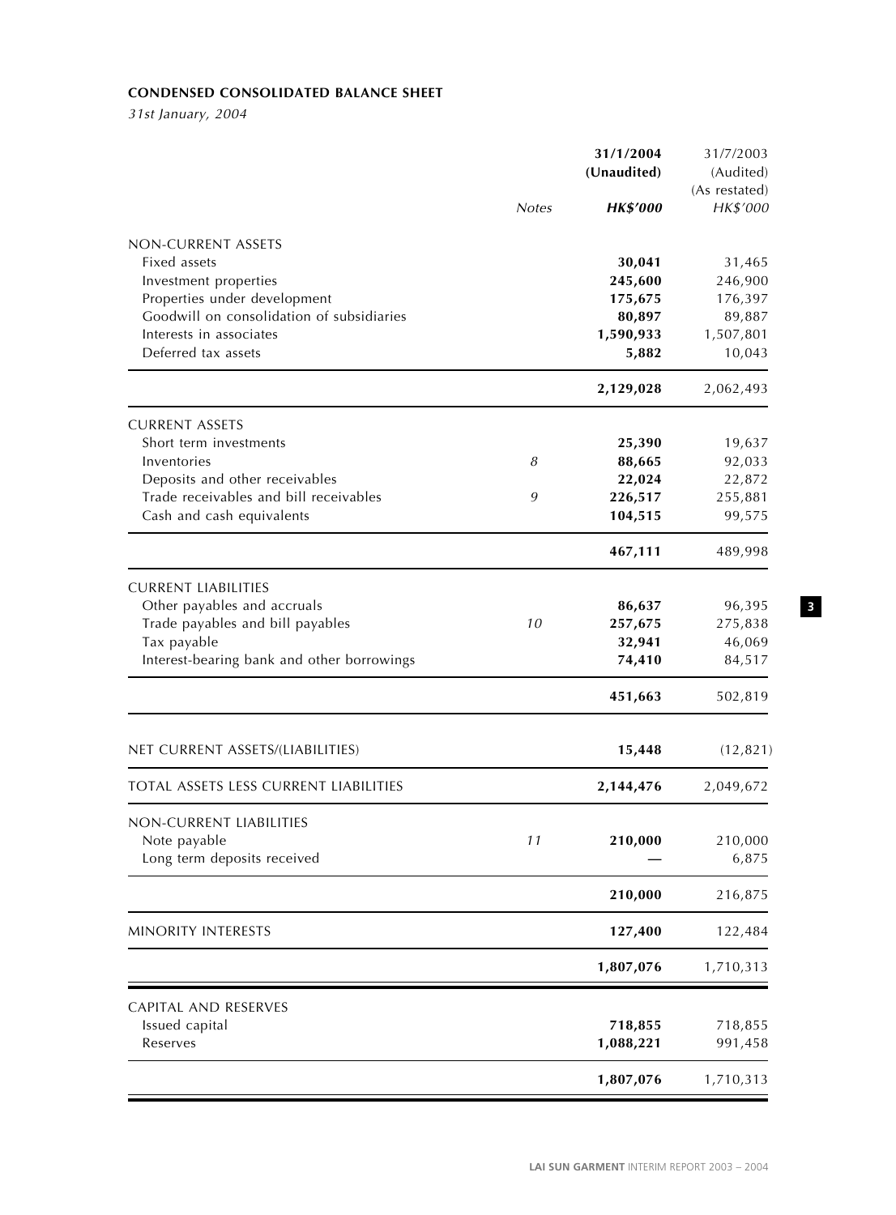**CONDENSED CONSOLIDATED BALANCE SHEET**

*31st January, 2004*

| | Notes | 31/1/2004 (Unaudited) HK$'000 | 31/7/2003 (Audited) (As restated) HK$'000 |
|---|---|---|---|
| NON-CURRENT ASSETS | | | |
| Fixed assets | | **30,041** | 31,465 |
| Investment properties | | **245,600** | 246,900 |
| Properties under development | | **175,675** | 176,397 |
| Goodwill on consolidation of subsidiaries | | **80,897** | 89,887 |
| Interests in associates | | **1,590,933** | 1,507,801 |
| Deferred tax assets | | **5,882** | 10,043 |
| | | **2,129,028** | 2,062,493 |
| CURRENT ASSETS | | | |
| Short term investments | | **25,390** | 19,637 |
| Inventories | *8* | **88,665** | 92,033 |
| Deposits and other receivables | | **22,024** | 22,872 |
| Trade receivables and bill receivables | *9* | **226,517** | 255,881 |
| Cash and cash equivalents | | **104,515** | 99,575 |
| | | **467,111** | 489,998 |
| CURRENT LIABILITIES | | | |
| Other payables and accruals | | **86,637** | 96,395 |
| Trade payables and bill payables | *10* | **257,675** | 275,838 |
| Tax payable | | **32,941** | 46,069 |
| Interest-bearing bank and other borrowings | | **74,410** | 84,517 |
| | | **451,663** | 502,819 |
| NET CURRENT ASSETS/(LIABILITIES) | | **15,448** | (12,821) |
| TOTAL ASSETS LESS CURRENT LIABILITIES | | **2,144,476** | 2,049,672 |
| NON-CURRENT LIABILITIES | | | |
| Note payable | *11* | **210,000** | 210,000 |
| Long term deposits received | | **—** | 6,875 |
| | | **210,000** | 216,875 |
| MINORITY INTERESTS | | **127,400** | 122,484 |
| | | **1,807,076** | 1,710,313 |
| CAPITAL AND RESERVES | | | |
| Issued capital | | **718,855** | 718,855 |
| Reserves | | **1,088,221** | 991,458 |
| | | **1,807,076** | 1,710,313 |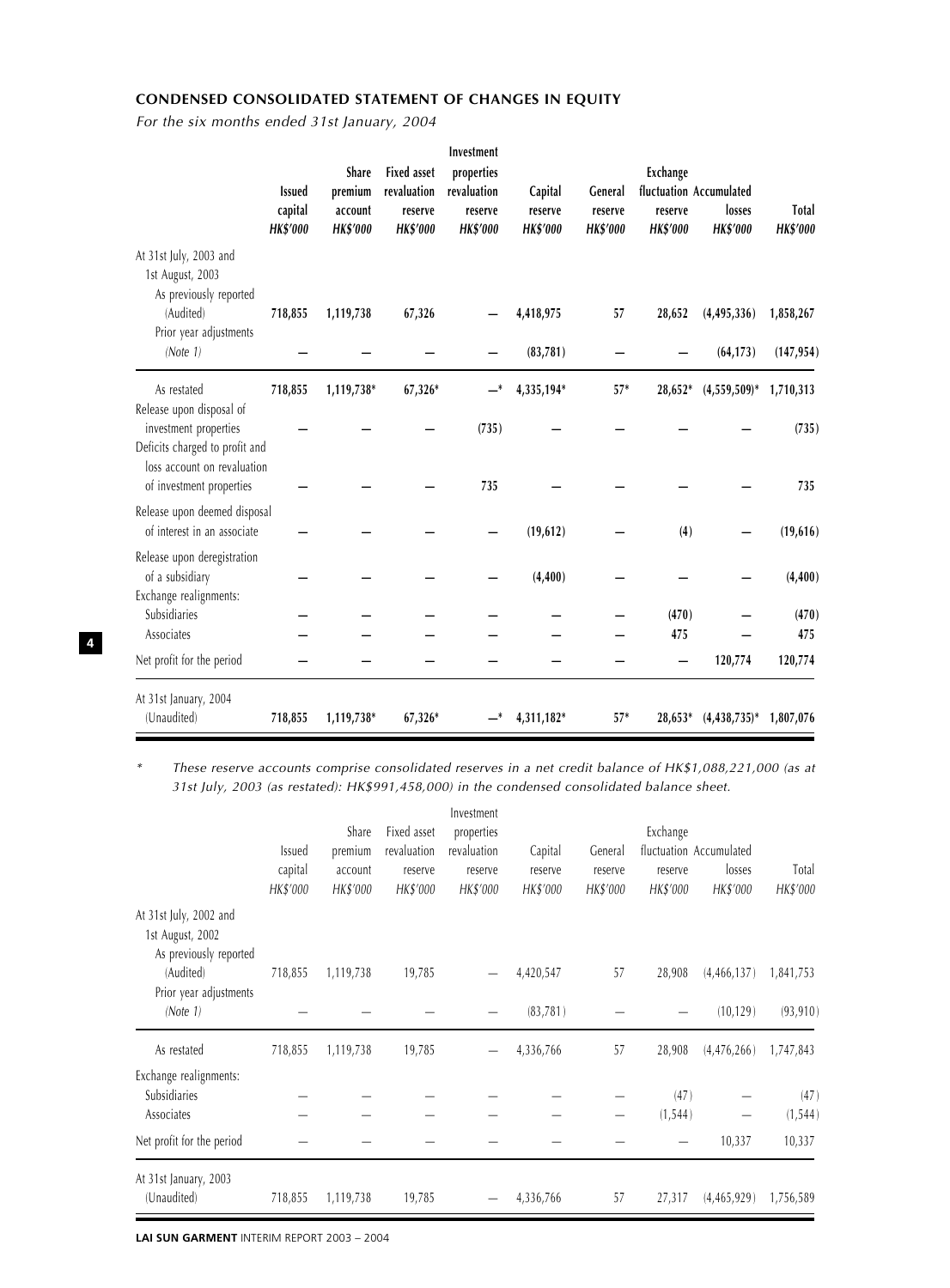## CONDENSED CONSOLIDATED STATEMENT OF CHANGES IN EQUITY

*For the six months ended 31st January, 2004*

| | Issued capital HK$'000 | Share premium account HK$'000 | Fixed asset revaluation reserve HK$'000 | Investment properties revaluation reserve HK$'000 | Capital reserve HK$'000 | General reserve HK$'000 | Exchange fluctuation reserve HK$'000 | Accumulated losses HK$'000 | Total HK$'000 |
|---|---|---|---|---|---|---|---|---|---|
| At 31st July, 2003 and 1st August, 2003 | | | | | | | | | |
| As previously reported (Audited) | **718,855** | **1,119,738** | **67,326** | **—** | **4,418,975** | **57** | **28,652** | **(4,495,336)** | **1,858,267** |
| Prior year adjustments *(Note 1)* | **—** | **—** | **—** | **—** | **(83,781)** | **—** | **—** | **(64,173)** | **(147,954)** |
| As restated | **718,855** | **1,119,738*** | **67,326*** | **—*** | **4,335,194*** | **57*** | **28,652*** | **(4,559,509)*** | **1,710,313** |
| Release upon disposal of investment properties | **—** | **—** | **—** | **(735)** | **—** | **—** | **—** | **—** | **(735)** |
| Deficits charged to profit and loss account on revaluation of investment properties | **—** | **—** | **—** | **735** | **—** | **—** | **—** | **—** | **735** |
| Release upon deemed disposal of interest in an associate | **—** | **—** | **—** | **—** | **(19,612)** | **—** | **(4)** | **—** | **(19,616)** |
| Release upon deregistration of a subsidiary | **—** | **—** | **—** | **—** | **(4,400)** | **—** | **—** | **—** | **(4,400)** |
| Exchange realignments: | | | | | | | | | |
| Subsidiaries | **—** | **—** | **—** | **—** | **—** | **—** | **(470)** | **—** | **(470)** |
| Associates | **—** | **—** | **—** | **—** | **—** | **—** | **475** | **—** | **475** |
| Net profit for the period | **—** | **—** | **—** | **—** | **—** | **—** | **—** | **120,774** | **120,774** |
| At 31st January, 2004 (Unaudited) | **718,855** | **1,119,738*** | **67,326*** | **—*** | **4,311,182*** | **57*** | **28,653*** | **(4,438,735)*** | **1,807,076** |

\* *These reserve accounts comprise consolidated reserves in a net credit balance of HK$1,088,221,000 (as at 31st July, 2003 (as restated): HK$991,458,000) in the condensed consolidated balance sheet.*

| | Issued capital HK$'000 | Share premium account HK$'000 | Fixed asset revaluation reserve HK$'000 | Investment properties revaluation reserve HK$'000 | Capital reserve HK$'000 | General reserve HK$'000 | Exchange fluctuation reserve HK$'000 | Accumulated losses HK$'000 | Total HK$'000 |
|---|---|---|---|---|---|---|---|---|---|
| At 31st July, 2002 and 1st August, 2002 | | | | | | | | | |
| As previously reported (Audited) | 718,855 | 1,119,738 | 19,785 | — | 4,420,547 | 57 | 28,908 | (4,466,137) | 1,841,753 |
| Prior year adjustments *(Note 1)* | — | — | — | — | (83,781) | — | — | (10,129) | (93,910) |
| As restated | 718,855 | 1,119,738 | 19,785 | — | 4,336,766 | 57 | 28,908 | (4,476,266) | 1,747,843 |
| Exchange realignments: | | | | | | | | | |
| Subsidiaries | — | — | — | — | — | — | (47) | — | (47) |
| Associates | — | — | — | — | — | — | (1,544) | — | (1,544) |
| Net profit for the period | — | — | — | — | — | — | — | 10,337 | 10,337 |
| At 31st January, 2003 (Unaudited) | 718,855 | 1,119,738 | 19,785 | — | 4,336,766 | 57 | 27,317 | (4,465,929) | 1,756,589 |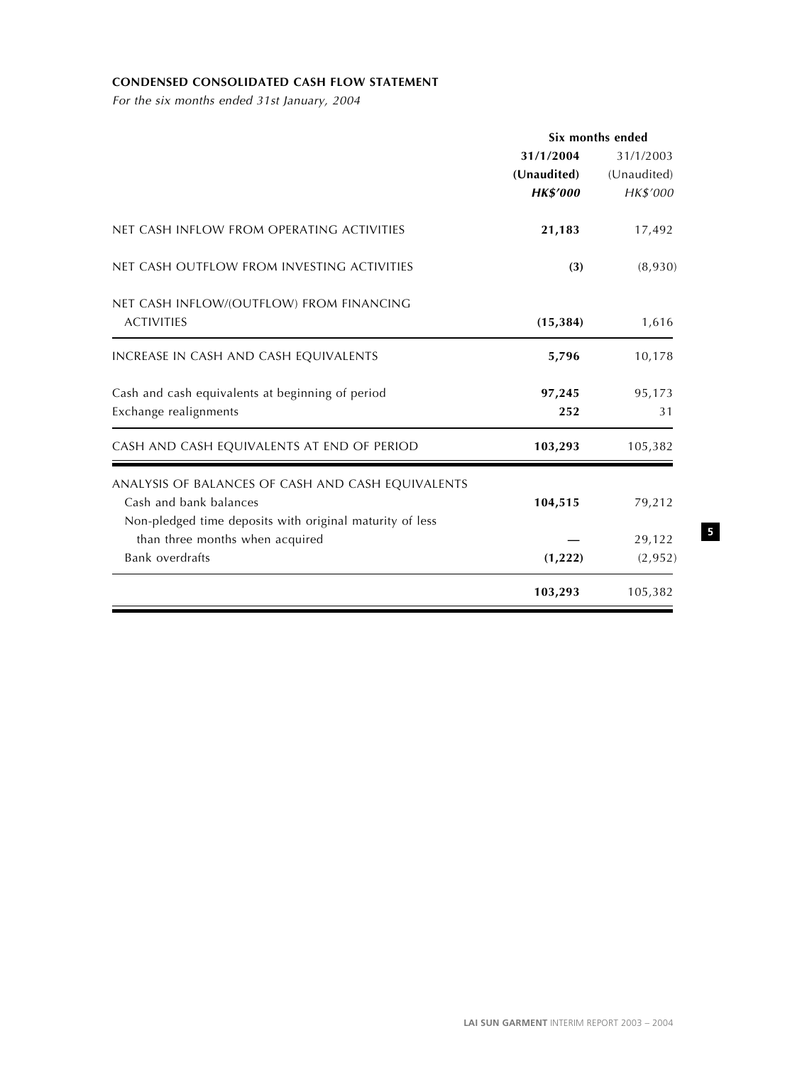**CONDENSED CONSOLIDATED CASH FLOW STATEMENT**

*For the six months ended 31st January, 2004*

| | Six months ended | |
|---|---|---|
| | **31/1/2004** | 31/1/2003 |
| | **(Unaudited)** | (Unaudited) |
| | ***HK$'000*** | *HK$'000* |
| NET CASH INFLOW FROM OPERATING ACTIVITIES | **21,183** | 17,492 |
| NET CASH OUTFLOW FROM INVESTING ACTIVITIES | **(3)** | (8,930) |
| NET CASH INFLOW/(OUTFLOW) FROM FINANCING ACTIVITIES | **(15,384)** | 1,616 |
| INCREASE IN CASH AND CASH EQUIVALENTS | **5,796** | 10,178 |
| Cash and cash equivalents at beginning of period | **97,245** | 95,173 |
| Exchange realignments | **252** | 31 |
| CASH AND CASH EQUIVALENTS AT END OF PERIOD | **103,293** | 105,382 |
| ANALYSIS OF BALANCES OF CASH AND CASH EQUIVALENTS | | |
| Cash and bank balances | **104,515** | 79,212 |
| Non-pledged time deposits with original maturity of less than three months when acquired | **—** | 29,122 |
| Bank overdrafts | **(1,222)** | (2,952) |
| | **103,293** | 105,382 |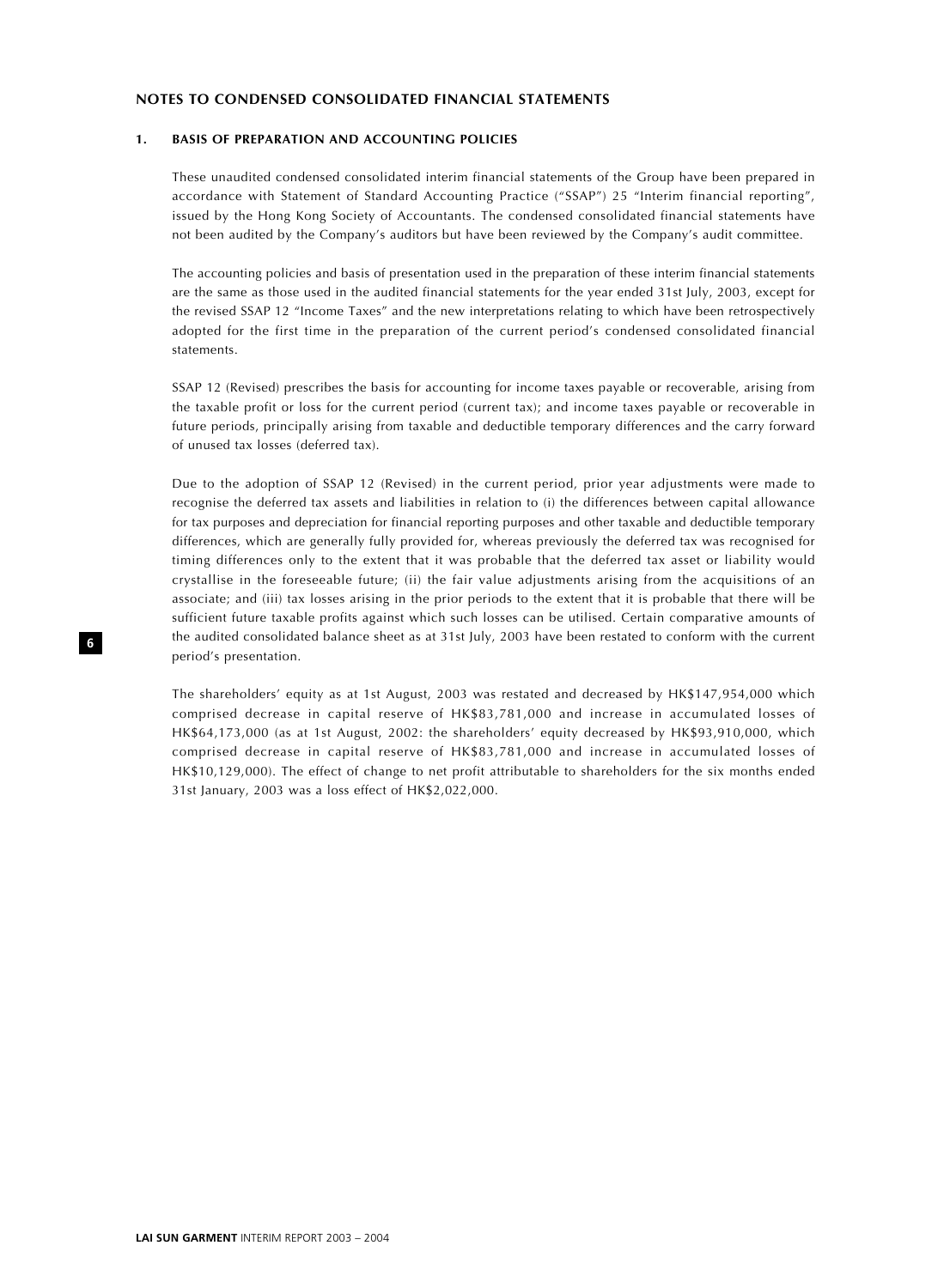## NOTES TO CONDENSED CONSOLIDATED FINANCIAL STATEMENTS

### 1. BASIS OF PREPARATION AND ACCOUNTING POLICIES

These unaudited condensed consolidated interim financial statements of the Group have been prepared in accordance with Statement of Standard Accounting Practice ("SSAP") 25 "Interim financial reporting", issued by the Hong Kong Society of Accountants. The condensed consolidated financial statements have not been audited by the Company's auditors but have been reviewed by the Company's audit committee.

The accounting policies and basis of presentation used in the preparation of these interim financial statements are the same as those used in the audited financial statements for the year ended 31st July, 2003, except for the revised SSAP 12 "Income Taxes" and the new interpretations relating to which have been retrospectively adopted for the first time in the preparation of the current period's condensed consolidated financial statements.

SSAP 12 (Revised) prescribes the basis for accounting for income taxes payable or recoverable, arising from the taxable profit or loss for the current period (current tax); and income taxes payable or recoverable in future periods, principally arising from taxable and deductible temporary differences and the carry forward of unused tax losses (deferred tax).

Due to the adoption of SSAP 12 (Revised) in the current period, prior year adjustments were made to recognise the deferred tax assets and liabilities in relation to (i) the differences between capital allowance for tax purposes and depreciation for financial reporting purposes and other taxable and deductible temporary differences, which are generally fully provided for, whereas previously the deferred tax was recognised for timing differences only to the extent that it was probable that the deferred tax asset or liability would crystallise in the foreseeable future; (ii) the fair value adjustments arising from the acquisitions of an associate; and (iii) tax losses arising in the prior periods to the extent that it is probable that there will be sufficient future taxable profits against which such losses can be utilised. Certain comparative amounts of the audited consolidated balance sheet as at 31st July, 2003 have been restated to conform with the current period's presentation.

The shareholders' equity as at 1st August, 2003 was restated and decreased by HK$147,954,000 which comprised decrease in capital reserve of HK$83,781,000 and increase in accumulated losses of HK$64,173,000 (as at 1st August, 2002: the shareholders' equity decreased by HK$93,910,000, which comprised decrease in capital reserve of HK$83,781,000 and increase in accumulated losses of HK$10,129,000). The effect of change to net profit attributable to shareholders for the six months ended 31st January, 2003 was a loss effect of HK$2,022,000.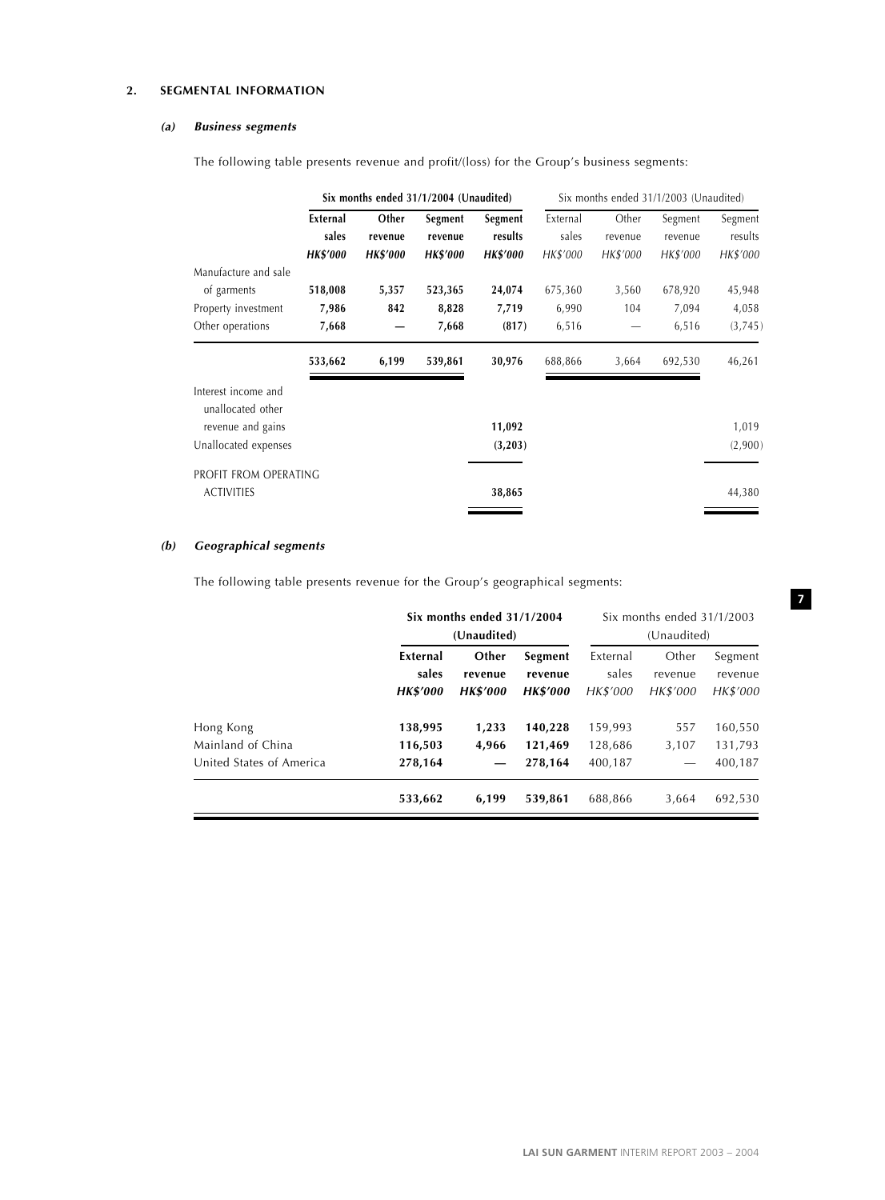## 2. SEGMENTAL INFORMATION

### *(a) Business segments*

The following table presents revenue and profit/(loss) for the Group's business segments:

| | **Six months ended 31/1/2004 (Unaudited)** | | | | Six months ended 31/1/2003 (Unaudited) | | | |
|---|---|---|---|---|---|---|---|---|
| | **External sales** | **Other revenue** | **Segment revenue** | **Segment results** | External sales | Other revenue | Segment revenue | Segment results |
| | ***HK$'000*** | ***HK$'000*** | ***HK$'000*** | ***HK$'000*** | *HK$'000* | *HK$'000* | *HK$'000* | *HK$'000* |
| Manufacture and sale of garments | **518,008** | **5,357** | **523,365** | **24,074** | 675,360 | 3,560 | 678,920 | 45,948 |
| Property investment | **7,986** | **842** | **8,828** | **7,719** | 6,990 | 104 | 7,094 | 4,058 |
| Other operations | **7,668** | **—** | **7,668** | **(817)** | 6,516 | — | 6,516 | (3,745) |
| | **533,662** | **6,199** | **539,861** | **30,976** | 688,866 | 3,664 | 692,530 | 46,261 |
| Interest income and unallocated other revenue and gains | | | | **11,092** | | | | 1,019 |
| Unallocated expenses | | | | **(3,203)** | | | | (2,900) |
| PROFIT FROM OPERATING ACTIVITIES | | | | **38,865** | | | | 44,380 |

### *(b) Geographical segments*

The following table presents revenue for the Group's geographical segments:

| | **Six months ended 31/1/2004 (Unaudited)** | | | Six months ended 31/1/2003 (Unaudited) | | |
|---|---|---|---|---|---|---|
| | **External sales** | **Other revenue** | **Segment revenue** | External sales | Other revenue | Segment revenue |
| | ***HK$'000*** | ***HK$'000*** | ***HK$'000*** | *HK$'000* | *HK$'000* | *HK$'000* |
| Hong Kong | **138,995** | **1,233** | **140,228** | 159,993 | 557 | 160,550 |
| Mainland of China | **116,503** | **4,966** | **121,469** | 128,686 | 3,107 | 131,793 |
| United States of America | **278,164** | **—** | **278,164** | 400,187 | — | 400,187 |
| | **533,662** | **6,199** | **539,861** | 688,866 | 3,664 | 692,530 |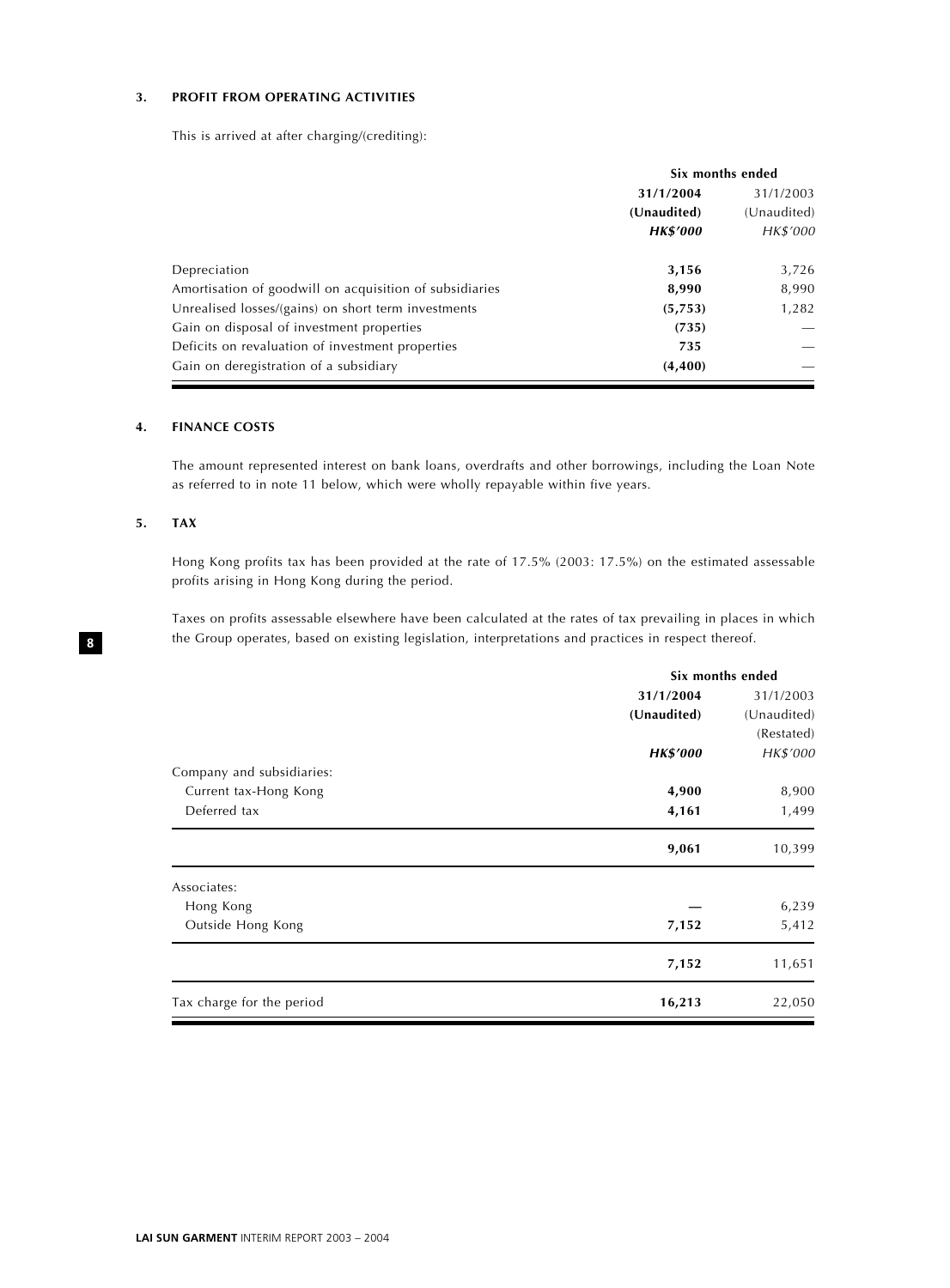### 3. PROFIT FROM OPERATING ACTIVITIES

This is arrived at after charging/(crediting):

| | Six months ended | |
|---|---|---|
| | **31/1/2004** | 31/1/2003 |
| | **(Unaudited)** | (Unaudited) |
| | ***HK$'000*** | *HK$'000* |
| Depreciation | **3,156** | 3,726 |
| Amortisation of goodwill on acquisition of subsidiaries | **8,990** | 8,990 |
| Unrealised losses/(gains) on short term investments | **(5,753)** | 1,282 |
| Gain on disposal of investment properties | **(735)** | — |
| Deficits on revaluation of investment properties | **735** | — |
| Gain on deregistration of a subsidiary | **(4,400)** | — |

### 4. FINANCE COSTS

The amount represented interest on bank loans, overdrafts and other borrowings, including the Loan Note as referred to in note 11 below, which were wholly repayable within five years.

### 5. TAX

Hong Kong profits tax has been provided at the rate of 17.5% (2003: 17.5%) on the estimated assessable profits arising in Hong Kong during the period.

Taxes on profits assessable elsewhere have been calculated at the rates of tax prevailing in places in which the Group operates, based on existing legislation, interpretations and practices in respect thereof.

| | Six months ended | |
|---|---|---|
| | **31/1/2004** | 31/1/2003 |
| | **(Unaudited)** | (Unaudited) |
| | | (Restated) |
| | ***HK$'000*** | *HK$'000* |
| Company and subsidiaries: | | |
| Current tax-Hong Kong | **4,900** | 8,900 |
| Deferred tax | **4,161** | 1,499 |
| | **9,061** | 10,399 |
| Associates: | | |
| Hong Kong | **—** | 6,239 |
| Outside Hong Kong | **7,152** | 5,412 |
| | **7,152** | 11,651 |
| Tax charge for the period | **16,213** | 22,050 |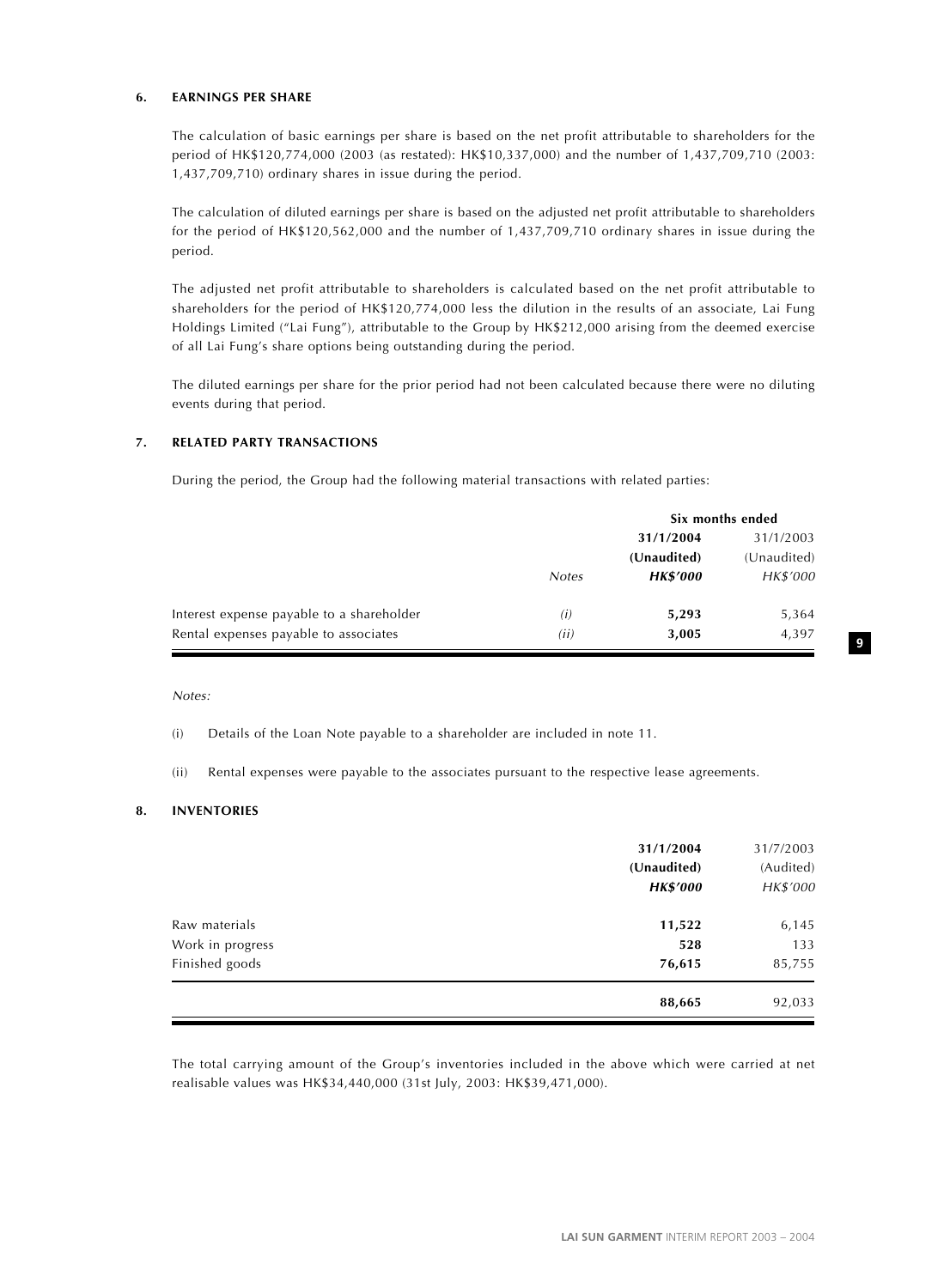## 6. EARNINGS PER SHARE

The calculation of basic earnings per share is based on the net profit attributable to shareholders for the period of HK$120,774,000 (2003 (as restated): HK$10,337,000) and the number of 1,437,709,710 (2003: 1,437,709,710) ordinary shares in issue during the period.

The calculation of diluted earnings per share is based on the adjusted net profit attributable to shareholders for the period of HK$120,562,000 and the number of 1,437,709,710 ordinary shares in issue during the period.

The adjusted net profit attributable to shareholders is calculated based on the net profit attributable to shareholders for the period of HK$120,774,000 less the dilution in the results of an associate, Lai Fung Holdings Limited ("Lai Fung"), attributable to the Group by HK$212,000 arising from the deemed exercise of all Lai Fung's share options being outstanding during the period.

The diluted earnings per share for the prior period had not been calculated because there were no diluting events during that period.

## 7. RELATED PARTY TRANSACTIONS

During the period, the Group had the following material transactions with related parties:

| | | Six months ended | |
|---|---|---|---|
| | | **31/1/2004** | 31/1/2003 |
| | | **(Unaudited)** | (Unaudited) |
| | *Notes* | ***HK$'000*** | *HK$'000* |
| Interest expense payable to a shareholder | *(i)* | **5,293** | 5,364 |
| Rental expenses payable to associates | *(ii)* | **3,005** | 4,397 |

*Notes:*

(i) Details of the Loan Note payable to a shareholder are included in note 11.

(ii) Rental expenses were payable to the associates pursuant to the respective lease agreements.

## 8. INVENTORIES

| | **31/1/2004** | 31/7/2003 |
|---|---|---|
| | **(Unaudited)** | (Audited) |
| | ***HK$'000*** | *HK$'000* |
| Raw materials | **11,522** | 6,145 |
| Work in progress | **528** | 133 |
| Finished goods | **76,615** | 85,755 |
| | **88,665** | 92,033 |

The total carrying amount of the Group's inventories included in the above which were carried at net realisable values was HK$34,440,000 (31st July, 2003: HK$39,471,000).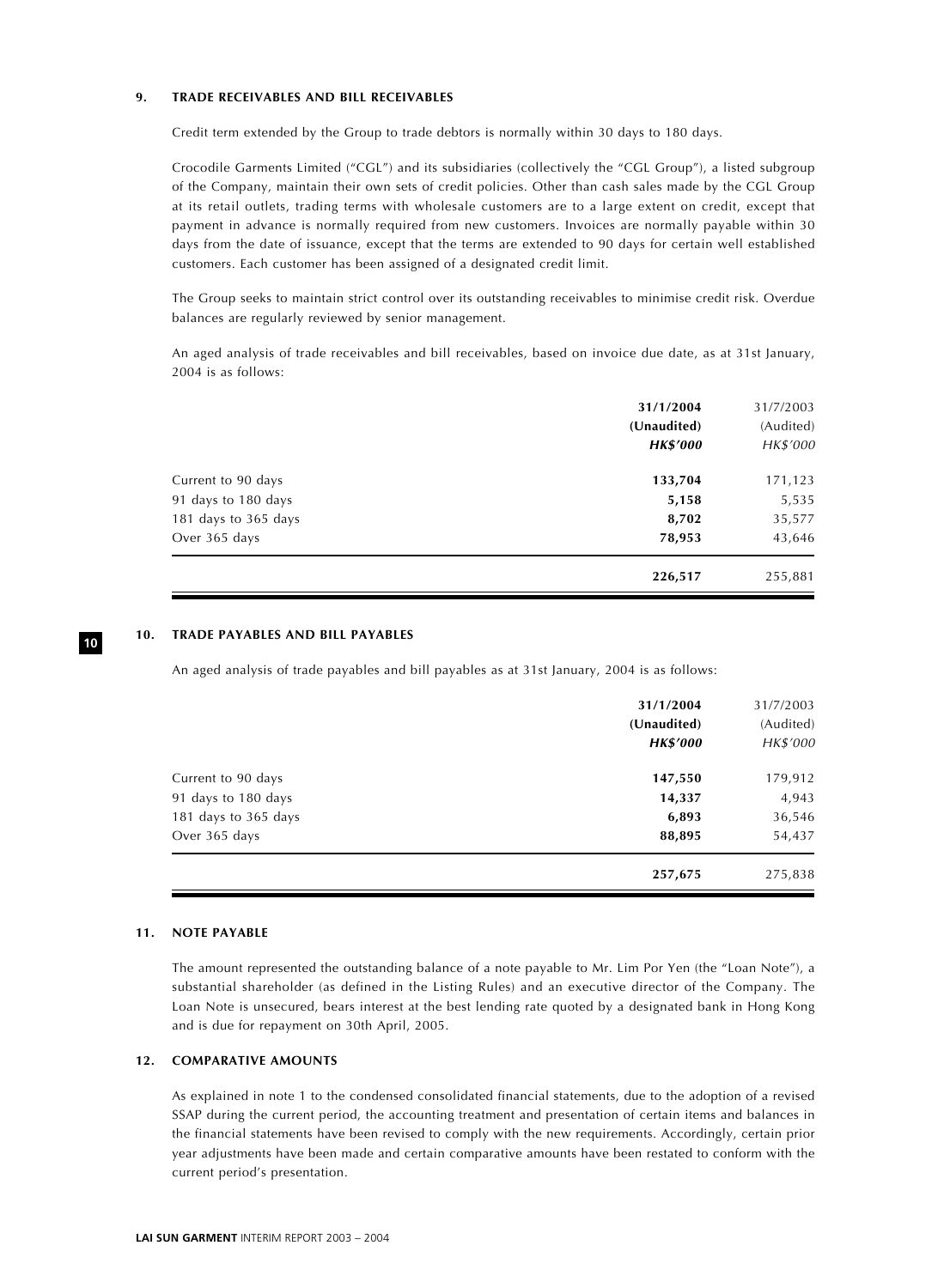## 9. TRADE RECEIVABLES AND BILL RECEIVABLES

Credit term extended by the Group to trade debtors is normally within 30 days to 180 days.

Crocodile Garments Limited ("CGL") and its subsidiaries (collectively the "CGL Group"), a listed subgroup of the Company, maintain their own sets of credit policies. Other than cash sales made by the CGL Group at its retail outlets, trading terms with wholesale customers are to a large extent on credit, except that payment in advance is normally required from new customers. Invoices are normally payable within 30 days from the date of issuance, except that the terms are extended to 90 days for certain well established customers. Each customer has been assigned of a designated credit limit.

The Group seeks to maintain strict control over its outstanding receivables to minimise credit risk. Overdue balances are regularly reviewed by senior management.

An aged analysis of trade receivables and bill receivables, based on invoice due date, as at 31st January, 2004 is as follows:

| | **31/1/2004** | 31/7/2003 |
|---|---|---|
| | **(Unaudited)** | (Audited) |
| | ***HK$'000*** | *HK$'000* |
| Current to 90 days | **133,704** | 171,123 |
| 91 days to 180 days | **5,158** | 5,535 |
| 181 days to 365 days | **8,702** | 35,577 |
| Over 365 days | **78,953** | 43,646 |
| | **226,517** | 255,881 |

## 10. TRADE PAYABLES AND BILL PAYABLES

An aged analysis of trade payables and bill payables as at 31st January, 2004 is as follows:

| | **31/1/2004** | 31/7/2003 |
|---|---|---|
| | **(Unaudited)** | (Audited) |
| | ***HK$'000*** | *HK$'000* |
| Current to 90 days | **147,550** | 179,912 |
| 91 days to 180 days | **14,337** | 4,943 |
| 181 days to 365 days | **6,893** | 36,546 |
| Over 365 days | **88,895** | 54,437 |
| | **257,675** | 275,838 |

## 11. NOTE PAYABLE

The amount represented the outstanding balance of a note payable to Mr. Lim Por Yen (the "Loan Note"), a substantial shareholder (as defined in the Listing Rules) and an executive director of the Company. The Loan Note is unsecured, bears interest at the best lending rate quoted by a designated bank in Hong Kong and is due for repayment on 30th April, 2005.

## 12. COMPARATIVE AMOUNTS

As explained in note 1 to the condensed consolidated financial statements, due to the adoption of a revised SSAP during the current period, the accounting treatment and presentation of certain items and balances in the financial statements have been revised to comply with the new requirements. Accordingly, certain prior year adjustments have been made and certain comparative amounts have been restated to conform with the current period's presentation.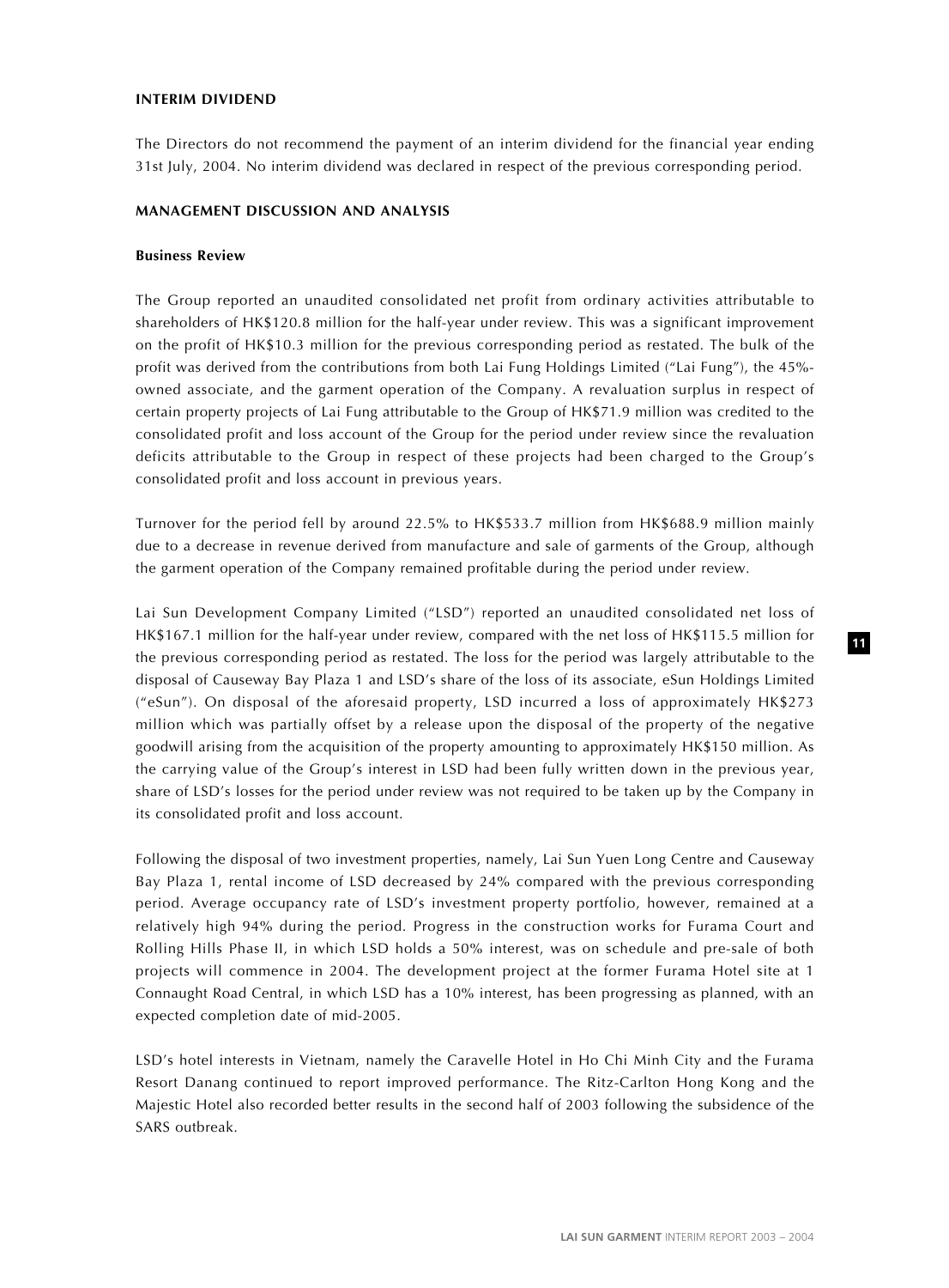## INTERIM DIVIDEND

The Directors do not recommend the payment of an interim dividend for the financial year ending 31st July, 2004. No interim dividend was declared in respect of the previous corresponding period.

## MANAGEMENT DISCUSSION AND ANALYSIS

### Business Review

The Group reported an unaudited consolidated net profit from ordinary activities attributable to shareholders of HK$120.8 million for the half-year under review. This was a significant improvement on the profit of HK$10.3 million for the previous corresponding period as restated. The bulk of the profit was derived from the contributions from both Lai Fung Holdings Limited ("Lai Fung"), the 45%-owned associate, and the garment operation of the Company. A revaluation surplus in respect of certain property projects of Lai Fung attributable to the Group of HK$71.9 million was credited to the consolidated profit and loss account of the Group for the period under review since the revaluation deficits attributable to the Group in respect of these projects had been charged to the Group's consolidated profit and loss account in previous years.

Turnover for the period fell by around 22.5% to HK$533.7 million from HK$688.9 million mainly due to a decrease in revenue derived from manufacture and sale of garments of the Group, although the garment operation of the Company remained profitable during the period under review.

Lai Sun Development Company Limited ("LSD") reported an unaudited consolidated net loss of HK$167.1 million for the half-year under review, compared with the net loss of HK$115.5 million for the previous corresponding period as restated. The loss for the period was largely attributable to the disposal of Causeway Bay Plaza 1 and LSD's share of the loss of its associate, eSun Holdings Limited ("eSun"). On disposal of the aforesaid property, LSD incurred a loss of approximately HK$273 million which was partially offset by a release upon the disposal of the property of the negative goodwill arising from the acquisition of the property amounting to approximately HK$150 million. As the carrying value of the Group's interest in LSD had been fully written down in the previous year, share of LSD's losses for the period under review was not required to be taken up by the Company in its consolidated profit and loss account.

Following the disposal of two investment properties, namely, Lai Sun Yuen Long Centre and Causeway Bay Plaza 1, rental income of LSD decreased by 24% compared with the previous corresponding period. Average occupancy rate of LSD's investment property portfolio, however, remained at a relatively high 94% during the period. Progress in the construction works for Furama Court and Rolling Hills Phase II, in which LSD holds a 50% interest, was on schedule and pre-sale of both projects will commence in 2004. The development project at the former Furama Hotel site at 1 Connaught Road Central, in which LSD has a 10% interest, has been progressing as planned, with an expected completion date of mid-2005.

LSD's hotel interests in Vietnam, namely the Caravelle Hotel in Ho Chi Minh City and the Furama Resort Danang continued to report improved performance. The Ritz-Carlton Hong Kong and the Majestic Hotel also recorded better results in the second half of 2003 following the subsidence of the SARS outbreak.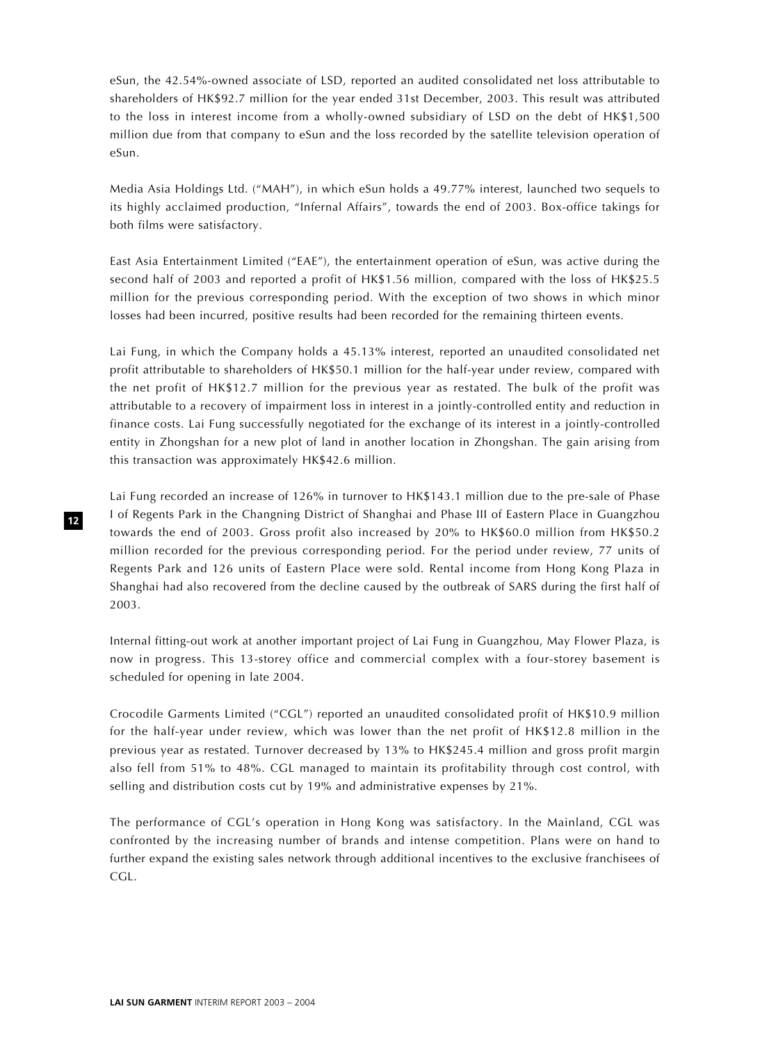eSun, the 42.54%-owned associate of LSD, reported an audited consolidated net loss attributable to shareholders of HK$92.7 million for the year ended 31st December, 2003. This result was attributed to the loss in interest income from a wholly-owned subsidiary of LSD on the debt of HK$1,500 million due from that company to eSun and the loss recorded by the satellite television operation of eSun.

Media Asia Holdings Ltd. ("MAH"), in which eSun holds a 49.77% interest, launched two sequels to its highly acclaimed production, "Infernal Affairs", towards the end of 2003. Box-office takings for both films were satisfactory.

East Asia Entertainment Limited ("EAE"), the entertainment operation of eSun, was active during the second half of 2003 and reported a profit of HK$1.56 million, compared with the loss of HK$25.5 million for the previous corresponding period. With the exception of two shows in which minor losses had been incurred, positive results had been recorded for the remaining thirteen events.

Lai Fung, in which the Company holds a 45.13% interest, reported an unaudited consolidated net profit attributable to shareholders of HK$50.1 million for the half-year under review, compared with the net profit of HK$12.7 million for the previous year as restated. The bulk of the profit was attributable to a recovery of impairment loss in interest in a jointly-controlled entity and reduction in finance costs. Lai Fung successfully negotiated for the exchange of its interest in a jointly-controlled entity in Zhongshan for a new plot of land in another location in Zhongshan. The gain arising from this transaction was approximately HK$42.6 million.

Lai Fung recorded an increase of 126% in turnover to HK$143.1 million due to the pre-sale of Phase I of Regents Park in the Changning District of Shanghai and Phase III of Eastern Place in Guangzhou towards the end of 2003. Gross profit also increased by 20% to HK$60.0 million from HK$50.2 million recorded for the previous corresponding period. For the period under review, 77 units of Regents Park and 126 units of Eastern Place were sold. Rental income from Hong Kong Plaza in Shanghai had also recovered from the decline caused by the outbreak of SARS during the first half of 2003.

Internal fitting-out work at another important project of Lai Fung in Guangzhou, May Flower Plaza, is now in progress. This 13-storey office and commercial complex with a four-storey basement is scheduled for opening in late 2004.

Crocodile Garments Limited ("CGL") reported an unaudited consolidated profit of HK$10.9 million for the half-year under review, which was lower than the net profit of HK$12.8 million in the previous year as restated. Turnover decreased by 13% to HK$245.4 million and gross profit margin also fell from 51% to 48%. CGL managed to maintain its profitability through cost control, with selling and distribution costs cut by 19% and administrative expenses by 21%.

The performance of CGL's operation in Hong Kong was satisfactory. In the Mainland, CGL was confronted by the increasing number of brands and intense competition. Plans were on hand to further expand the existing sales network through additional incentives to the exclusive franchisees of CGL.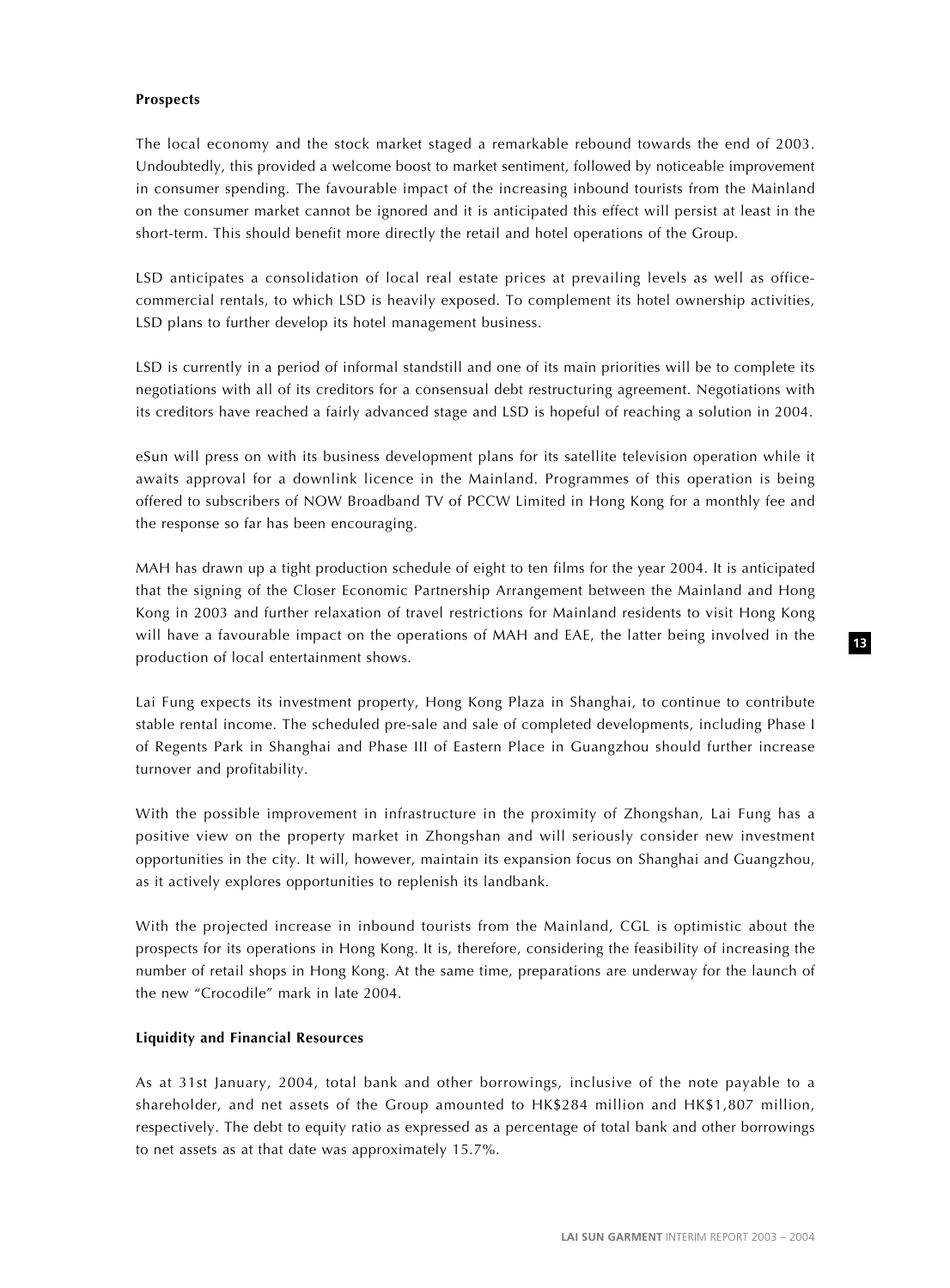**Prospects**

The local economy and the stock market staged a remarkable rebound towards the end of 2003. Undoubtedly, this provided a welcome boost to market sentiment, followed by noticeable improvement in consumer spending. The favourable impact of the increasing inbound tourists from the Mainland on the consumer market cannot be ignored and it is anticipated this effect will persist at least in the short-term. This should benefit more directly the retail and hotel operations of the Group.

LSD anticipates a consolidation of local real estate prices at prevailing levels as well as office-commercial rentals, to which LSD is heavily exposed. To complement its hotel ownership activities, LSD plans to further develop its hotel management business.

LSD is currently in a period of informal standstill and one of its main priorities will be to complete its negotiations with all of its creditors for a consensual debt restructuring agreement. Negotiations with its creditors have reached a fairly advanced stage and LSD is hopeful of reaching a solution in 2004.

eSun will press on with its business development plans for its satellite television operation while it awaits approval for a downlink licence in the Mainland. Programmes of this operation is being offered to subscribers of NOW Broadband TV of PCCW Limited in Hong Kong for a monthly fee and the response so far has been encouraging.

MAH has drawn up a tight production schedule of eight to ten films for the year 2004. It is anticipated that the signing of the Closer Economic Partnership Arrangement between the Mainland and Hong Kong in 2003 and further relaxation of travel restrictions for Mainland residents to visit Hong Kong will have a favourable impact on the operations of MAH and EAE, the latter being involved in the production of local entertainment shows.

Lai Fung expects its investment property, Hong Kong Plaza in Shanghai, to continue to contribute stable rental income. The scheduled pre-sale and sale of completed developments, including Phase I of Regents Park in Shanghai and Phase III of Eastern Place in Guangzhou should further increase turnover and profitability.

With the possible improvement in infrastructure in the proximity of Zhongshan, Lai Fung has a positive view on the property market in Zhongshan and will seriously consider new investment opportunities in the city. It will, however, maintain its expansion focus on Shanghai and Guangzhou, as it actively explores opportunities to replenish its landbank.

With the projected increase in inbound tourists from the Mainland, CGL is optimistic about the prospects for its operations in Hong Kong. It is, therefore, considering the feasibility of increasing the number of retail shops in Hong Kong. At the same time, preparations are underway for the launch of the new "Crocodile" mark in late 2004.

**Liquidity and Financial Resources**

As at 31st January, 2004, total bank and other borrowings, inclusive of the note payable to a shareholder, and net assets of the Group amounted to HK$284 million and HK$1,807 million, respectively. The debt to equity ratio as expressed as a percentage of total bank and other borrowings to net assets as at that date was approximately 15.7%.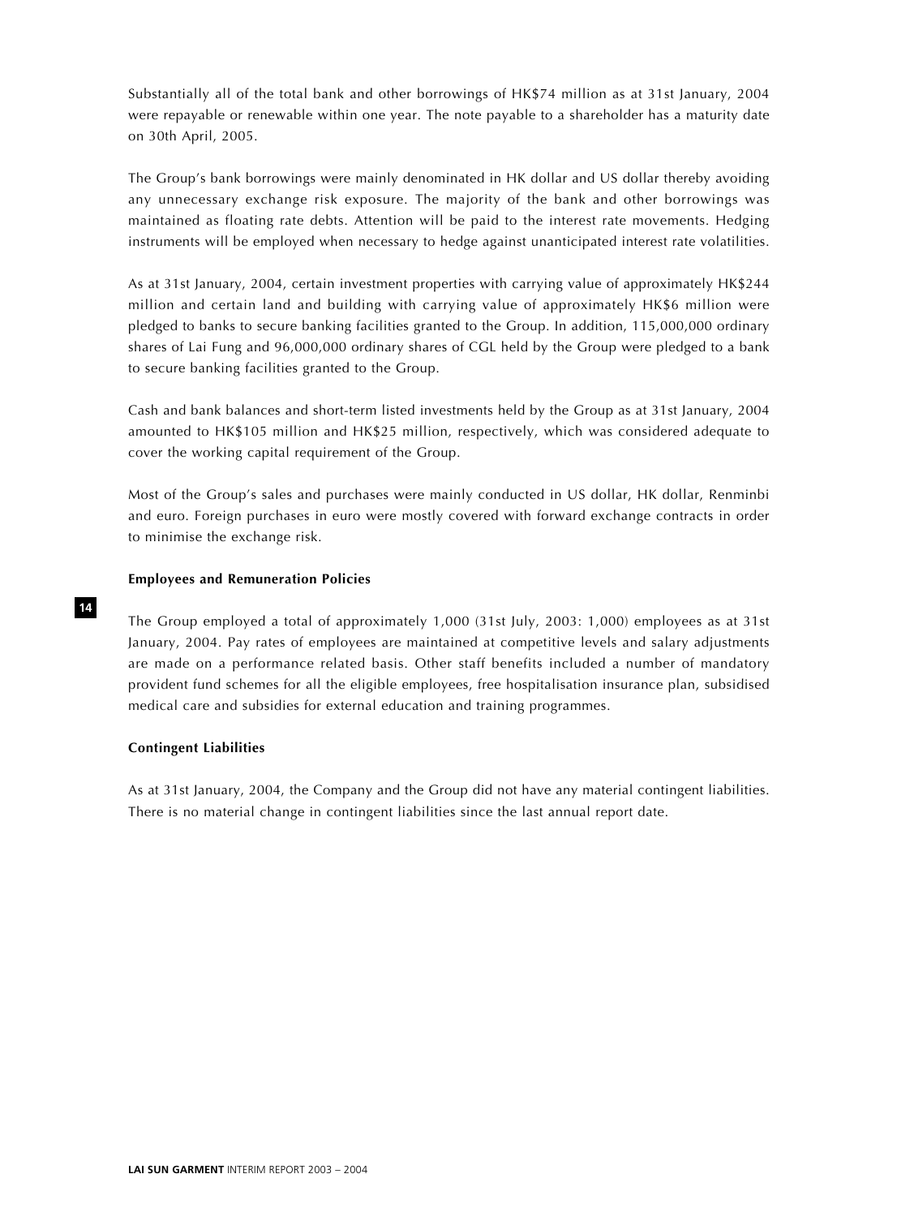Substantially all of the total bank and other borrowings of HK$74 million as at 31st January, 2004 were repayable or renewable within one year. The note payable to a shareholder has a maturity date on 30th April, 2005.

The Group's bank borrowings were mainly denominated in HK dollar and US dollar thereby avoiding any unnecessary exchange risk exposure. The majority of the bank and other borrowings was maintained as floating rate debts. Attention will be paid to the interest rate movements. Hedging instruments will be employed when necessary to hedge against unanticipated interest rate volatilities.

As at 31st January, 2004, certain investment properties with carrying value of approximately HK$244 million and certain land and building with carrying value of approximately HK$6 million were pledged to banks to secure banking facilities granted to the Group. In addition, 115,000,000 ordinary shares of Lai Fung and 96,000,000 ordinary shares of CGL held by the Group were pledged to a bank to secure banking facilities granted to the Group.

Cash and bank balances and short-term listed investments held by the Group as at 31st January, 2004 amounted to HK$105 million and HK$25 million, respectively, which was considered adequate to cover the working capital requirement of the Group.

Most of the Group's sales and purchases were mainly conducted in US dollar, HK dollar, Renminbi and euro. Foreign purchases in euro were mostly covered with forward exchange contracts in order to minimise the exchange risk.

**Employees and Remuneration Policies**

The Group employed a total of approximately 1,000 (31st July, 2003: 1,000) employees as at 31st January, 2004. Pay rates of employees are maintained at competitive levels and salary adjustments are made on a performance related basis. Other staff benefits included a number of mandatory provident fund schemes for all the eligible employees, free hospitalisation insurance plan, subsidised medical care and subsidies for external education and training programmes.

**Contingent Liabilities**

As at 31st January, 2004, the Company and the Group did not have any material contingent liabilities. There is no material change in contingent liabilities since the last annual report date.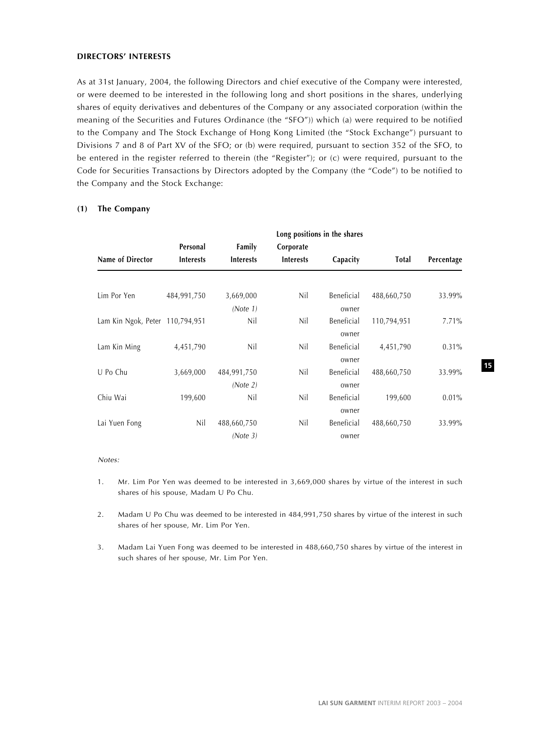**DIRECTORS' INTERESTS**

As at 31st January, 2004, the following Directors and chief executive of the Company were interested, or were deemed to be interested in the following long and short positions in the shares, underlying shares of equity derivatives and debentures of the Company or any associated corporation (within the meaning of the Securities and Futures Ordinance (the "SFO")) which (a) were required to be notified to the Company and The Stock Exchange of Hong Kong Limited (the "Stock Exchange") pursuant to Divisions 7 and 8 of Part XV of the SFO; or (b) were required, pursuant to section 352 of the SFO, to be entered in the register referred to therein (the "Register"); or (c) were required, pursuant to the Code for Securities Transactions by Directors adopted by the Company (the "Code") to be notified to the Company and the Stock Exchange:

**(1) The Company**

| | Long positions in the shares | | | | | |
|---|---|---|---|---|---|---|
| **Name of Director** | **Personal Interests** | **Family Interests** | **Corporate Interests** | **Capacity** | **Total** | **Percentage** |
| Lim Por Yen | 484,991,750 | 3,669,000 *(Note 1)* | Nil | Beneficial owner | 488,660,750 | 33.99% |
| Lam Kin Ngok, Peter | 110,794,951 | Nil | Nil | Beneficial owner | 110,794,951 | 7.71% |
| Lam Kin Ming | 4,451,790 | Nil | Nil | Beneficial owner | 4,451,790 | 0.31% |
| U Po Chu | 3,669,000 | 484,991,750 *(Note 2)* | Nil | Beneficial owner | 488,660,750 | 33.99% |
| Chiu Wai | 199,600 | Nil | Nil | Beneficial owner | 199,600 | 0.01% |
| Lai Yuen Fong | Nil | 488,660,750 *(Note 3)* | Nil | Beneficial owner | 488,660,750 | 33.99% |

*Notes:*

1. Mr. Lim Por Yen was deemed to be interested in 3,669,000 shares by virtue of the interest in such shares of his spouse, Madam U Po Chu.

2. Madam U Po Chu was deemed to be interested in 484,991,750 shares by virtue of the interest in such shares of her spouse, Mr. Lim Por Yen.

3. Madam Lai Yuen Fong was deemed to be interested in 488,660,750 shares by virtue of the interest in such shares of her spouse, Mr. Lim Por Yen.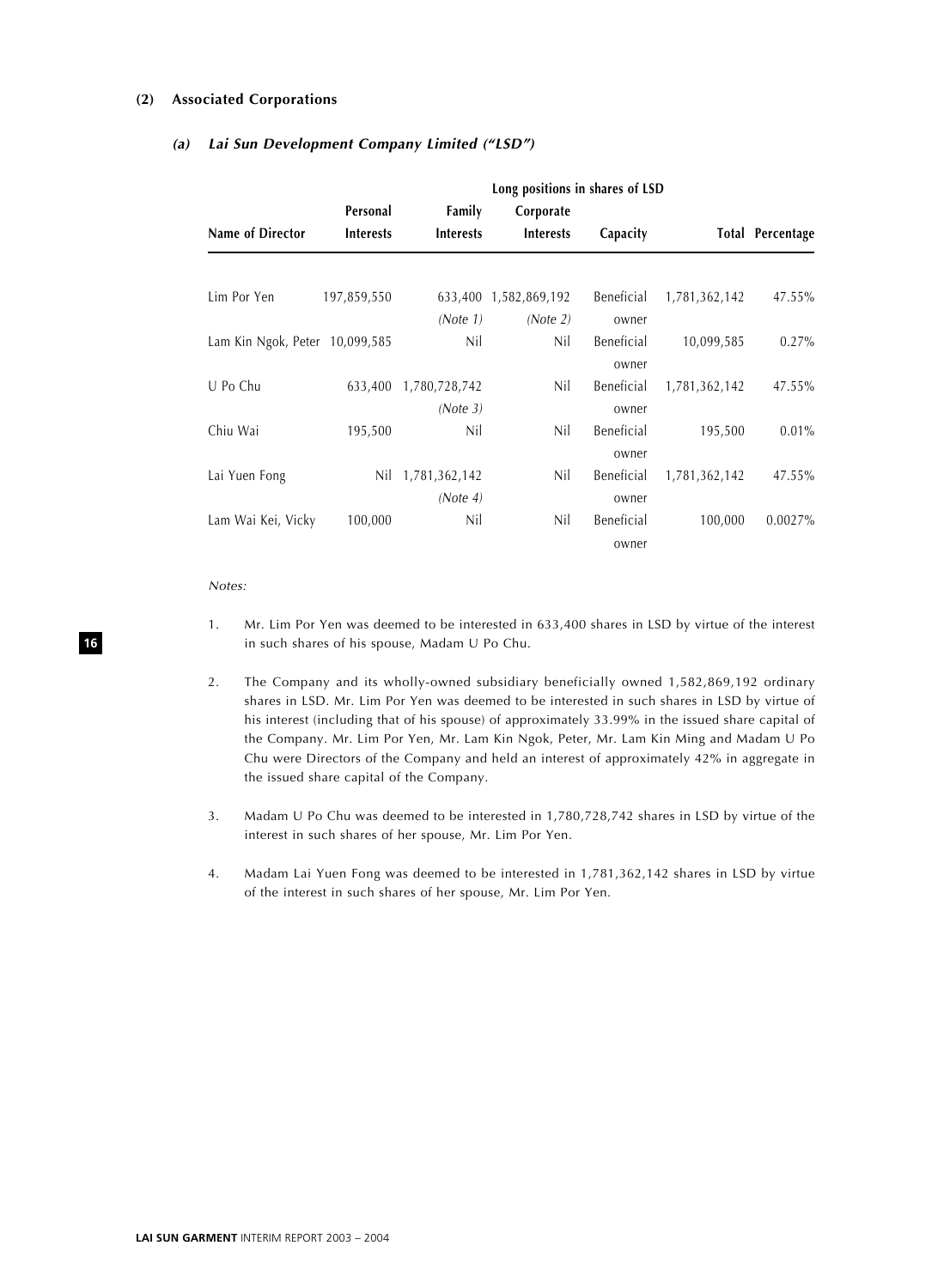**(2) Associated Corporations**

***(a) Lai Sun Development Company Limited ("LSD")***

| | Long positions in shares of LSD | | | | | |
|---|---|---|---|---|---|---|
| Name of Director | Personal Interests | Family Interests | Corporate Interests | Capacity | Total | Percentage |
| Lim Por Yen | 197,859,550 | 633,400 *(Note 1)* | 1,582,869,192 *(Note 2)* | Beneficial owner | 1,781,362,142 | 47.55% |
| Lam Kin Ngok, Peter | 10,099,585 | Nil | Nil | Beneficial owner | 10,099,585 | 0.27% |
| U Po Chu | 633,400 | 1,780,728,742 *(Note 3)* | Nil | Beneficial owner | 1,781,362,142 | 47.55% |
| Chiu Wai | 195,500 | Nil | Nil | Beneficial owner | 195,500 | 0.01% |
| Lai Yuen Fong | Nil | 1,781,362,142 *(Note 4)* | Nil | Beneficial owner | 1,781,362,142 | 47.55% |
| Lam Wai Kei, Vicky | 100,000 | Nil | Nil | Beneficial owner | 100,000 | 0.0027% |

*Notes:*

1. Mr. Lim Por Yen was deemed to be interested in 633,400 shares in LSD by virtue of the interest in such shares of his spouse, Madam U Po Chu.

2. The Company and its wholly-owned subsidiary beneficially owned 1,582,869,192 ordinary shares in LSD. Mr. Lim Por Yen was deemed to be interested in such shares in LSD by virtue of his interest (including that of his spouse) of approximately 33.99% in the issued share capital of the Company. Mr. Lim Por Yen, Mr. Lam Kin Ngok, Peter, Mr. Lam Kin Ming and Madam U Po Chu were Directors of the Company and held an interest of approximately 42% in aggregate in the issued share capital of the Company.

3. Madam U Po Chu was deemed to be interested in 1,780,728,742 shares in LSD by virtue of the interest in such shares of her spouse, Mr. Lim Por Yen.

4. Madam Lai Yuen Fong was deemed to be interested in 1,781,362,142 shares in LSD by virtue of the interest in such shares of her spouse, Mr. Lim Por Yen.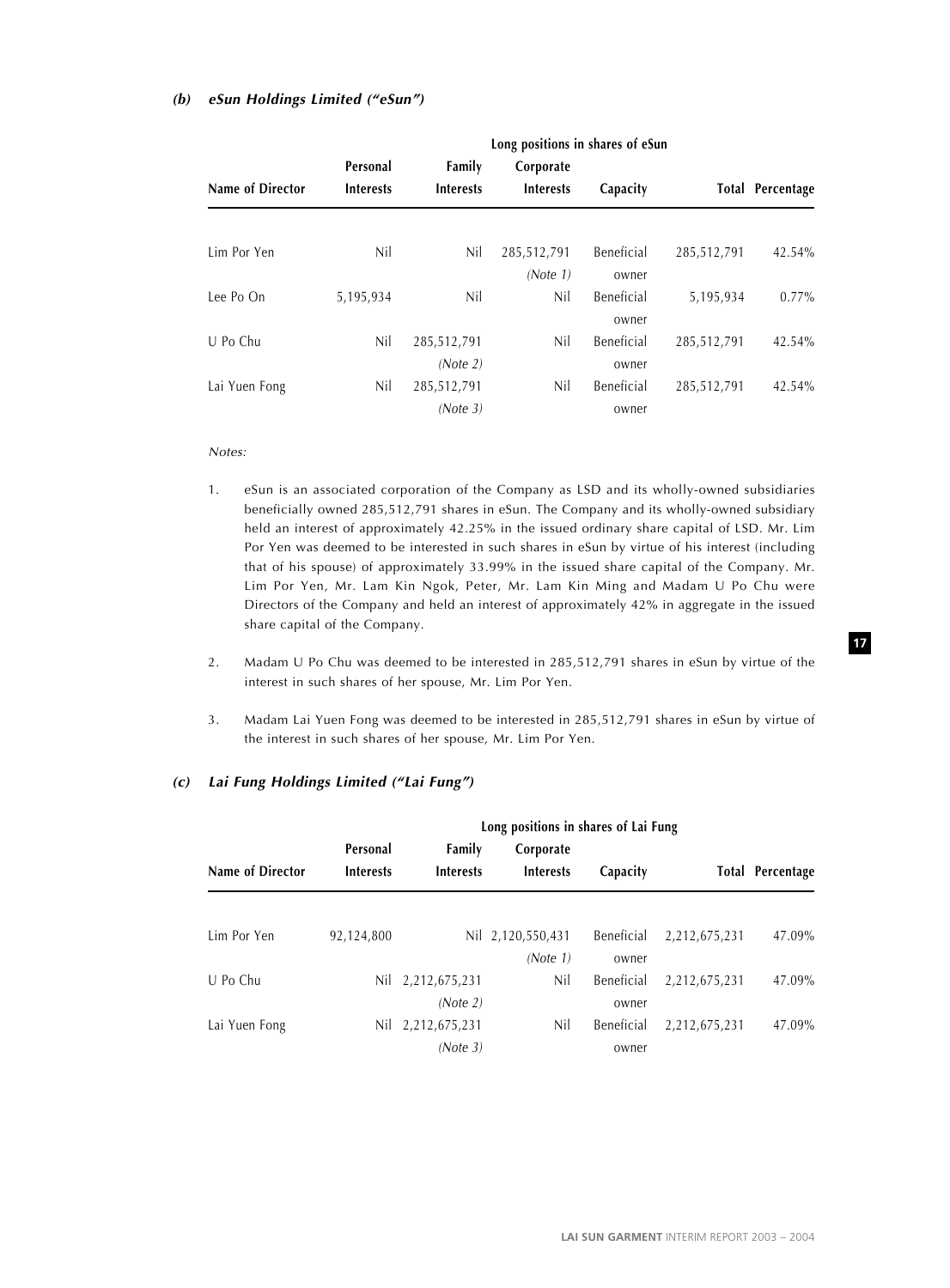#### *(b) eSun Holdings Limited ("eSun")*

| | Long positions in shares of eSun | | | | | |
|---|---|---|---|---|---|---|
| **Name of Director** | **Personal Interests** | **Family Interests** | **Corporate Interests** | **Capacity** | **Total** | **Percentage** |
| Lim Por Yen | Nil | Nil | 285,512,791 *(Note 1)* | Beneficial owner | 285,512,791 | 42.54% |
| Lee Po On | 5,195,934 | Nil | Nil | Beneficial owner | 5,195,934 | 0.77% |
| U Po Chu | Nil | 285,512,791 *(Note 2)* | Nil | Beneficial owner | 285,512,791 | 42.54% |
| Lai Yuen Fong | Nil | 285,512,791 *(Note 3)* | Nil | Beneficial owner | 285,512,791 | 42.54% |

*Notes:*

1. eSun is an associated corporation of the Company as LSD and its wholly-owned subsidiaries beneficially owned 285,512,791 shares in eSun. The Company and its wholly-owned subsidiary held an interest of approximately 42.25% in the issued ordinary share capital of LSD. Mr. Lim Por Yen was deemed to be interested in such shares in eSun by virtue of his interest (including that of his spouse) of approximately 33.99% in the issued share capital of the Company. Mr. Lim Por Yen, Mr. Lam Kin Ngok, Peter, Mr. Lam Kin Ming and Madam U Po Chu were Directors of the Company and held an interest of approximately 42% in aggregate in the issued share capital of the Company.

2. Madam U Po Chu was deemed to be interested in 285,512,791 shares in eSun by virtue of the interest in such shares of her spouse, Mr. Lim Por Yen.

3. Madam Lai Yuen Fong was deemed to be interested in 285,512,791 shares in eSun by virtue of the interest in such shares of her spouse, Mr. Lim Por Yen.

#### *(c) Lai Fung Holdings Limited ("Lai Fung")*

| | Long positions in shares of Lai Fung | | | | | |
|---|---|---|---|---|---|---|
| **Name of Director** | **Personal Interests** | **Family Interests** | **Corporate Interests** | **Capacity** | **Total** | **Percentage** |
| Lim Por Yen | 92,124,800 | Nil | 2,120,550,431 *(Note 1)* | Beneficial owner | 2,212,675,231 | 47.09% |
| U Po Chu | Nil | 2,212,675,231 *(Note 2)* | Nil | Beneficial owner | 2,212,675,231 | 47.09% |
| Lai Yuen Fong | Nil | 2,212,675,231 *(Note 3)* | Nil | Beneficial owner | 2,212,675,231 | 47.09% |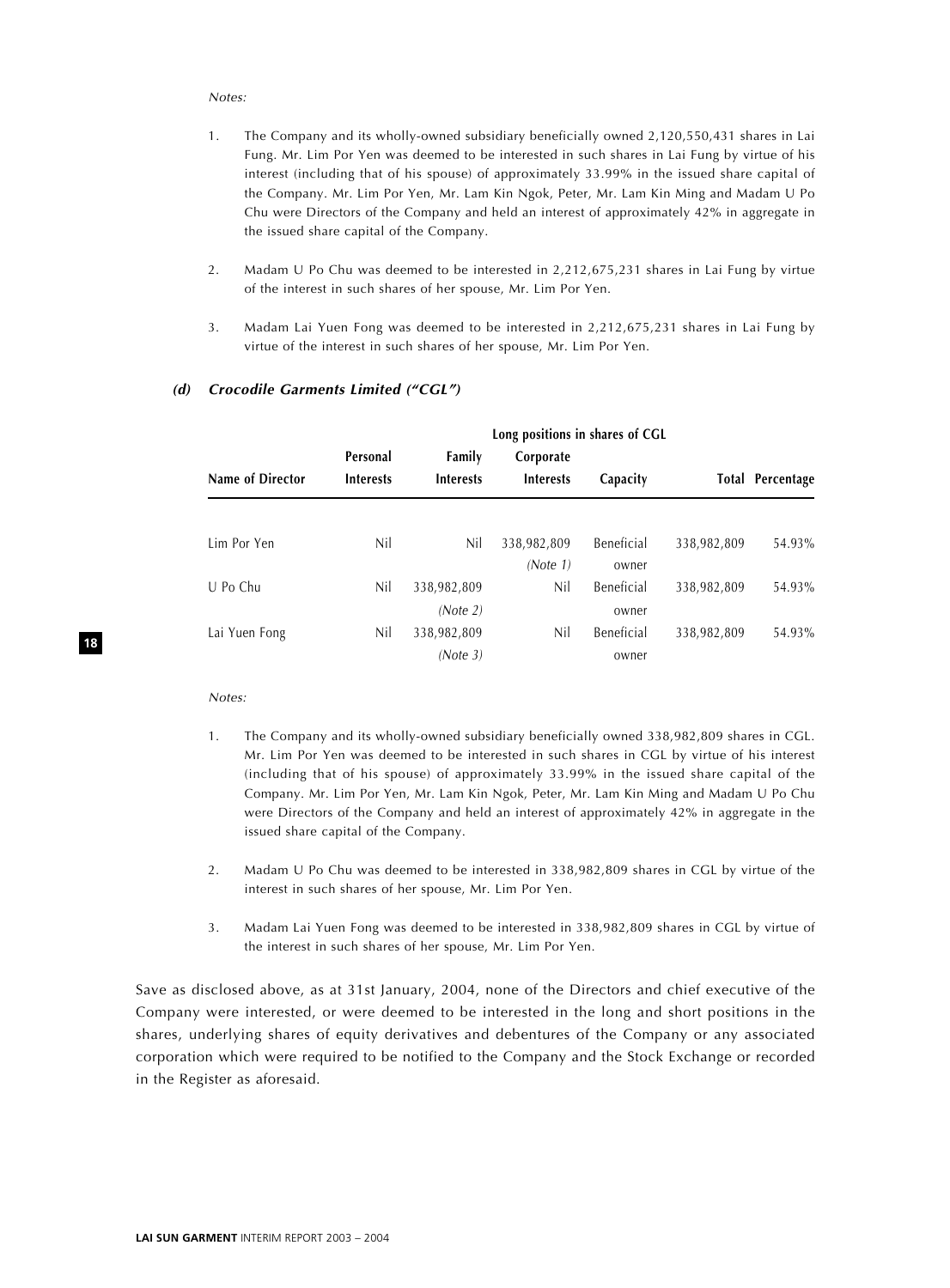*Notes:*

1. The Company and its wholly-owned subsidiary beneficially owned 2,120,550,431 shares in Lai Fung. Mr. Lim Por Yen was deemed to be interested in such shares in Lai Fung by virtue of his interest (including that of his spouse) of approximately 33.99% in the issued share capital of the Company. Mr. Lim Por Yen, Mr. Lam Kin Ngok, Peter, Mr. Lam Kin Ming and Madam U Po Chu were Directors of the Company and held an interest of approximately 42% in aggregate in the issued share capital of the Company.

2. Madam U Po Chu was deemed to be interested in 2,212,675,231 shares in Lai Fung by virtue of the interest in such shares of her spouse, Mr. Lim Por Yen.

3. Madam Lai Yuen Fong was deemed to be interested in 2,212,675,231 shares in Lai Fung by virtue of the interest in such shares of her spouse, Mr. Lim Por Yen.

### *(d) Crocodile Garments Limited ("CGL")*

| | Long positions in shares of CGL | | | | | |
|---|---|---|---|---|---|---|
| **Name of Director** | **Personal Interests** | **Family Interests** | **Corporate Interests** | **Capacity** | **Total** | **Percentage** |
| Lim Por Yen | Nil | Nil | 338,982,809 *(Note 1)* | Beneficial owner | 338,982,809 | 54.93% |
| U Po Chu | Nil | 338,982,809 *(Note 2)* | Nil | Beneficial owner | 338,982,809 | 54.93% |
| Lai Yuen Fong | Nil | 338,982,809 *(Note 3)* | Nil | Beneficial owner | 338,982,809 | 54.93% |

*Notes:*

1. The Company and its wholly-owned subsidiary beneficially owned 338,982,809 shares in CGL. Mr. Lim Por Yen was deemed to be interested in such shares in CGL by virtue of his interest (including that of his spouse) of approximately 33.99% in the issued share capital of the Company. Mr. Lim Por Yen, Mr. Lam Kin Ngok, Peter, Mr. Lam Kin Ming and Madam U Po Chu were Directors of the Company and held an interest of approximately 42% in aggregate in the issued share capital of the Company.

2. Madam U Po Chu was deemed to be interested in 338,982,809 shares in CGL by virtue of the interest in such shares of her spouse, Mr. Lim Por Yen.

3. Madam Lai Yuen Fong was deemed to be interested in 338,982,809 shares in CGL by virtue of the interest in such shares of her spouse, Mr. Lim Por Yen.

Save as disclosed above, as at 31st January, 2004, none of the Directors and chief executive of the Company were interested, or were deemed to be interested in the long and short positions in the shares, underlying shares of equity derivatives and debentures of the Company or any associated corporation which were required to be notified to the Company and the Stock Exchange or recorded in the Register as aforesaid.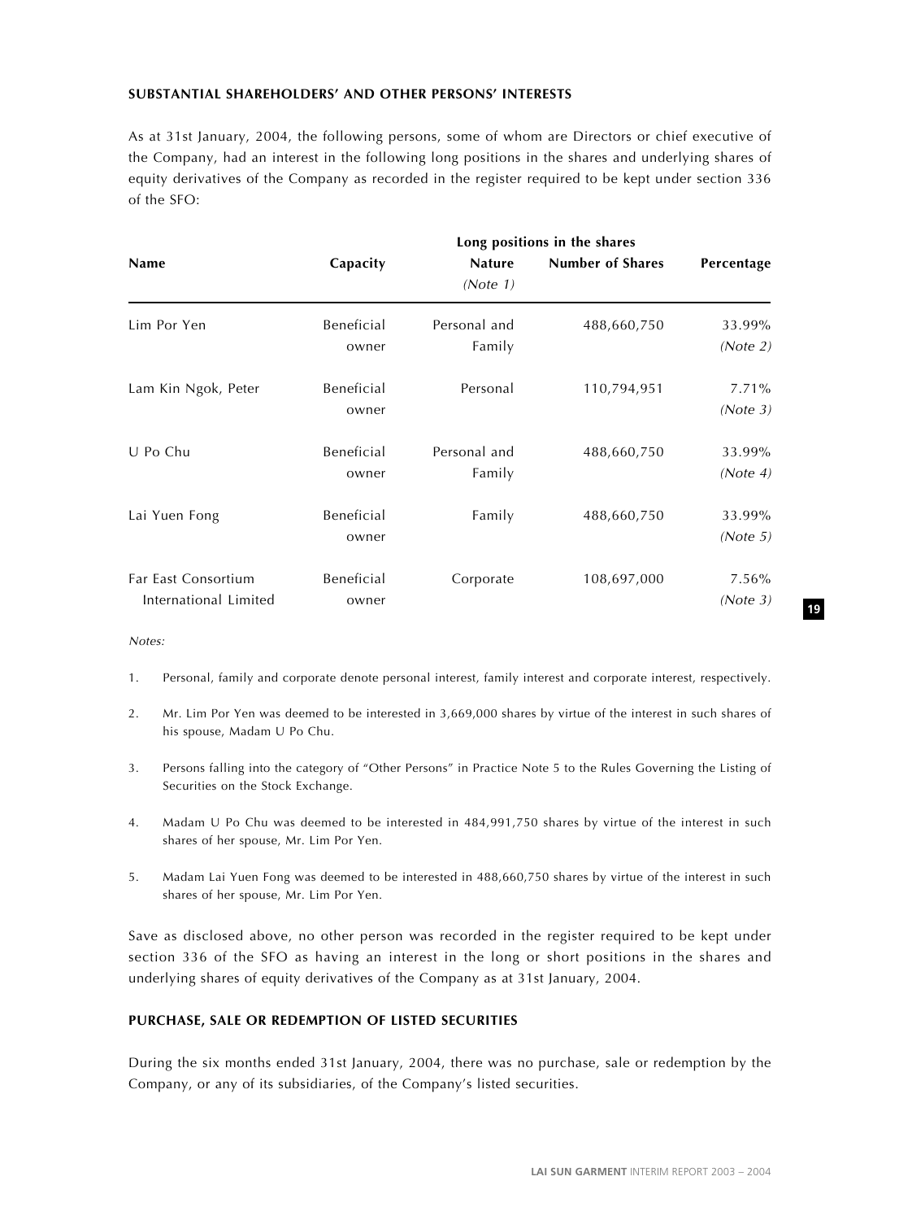**SUBSTANTIAL SHAREHOLDERS' AND OTHER PERSONS' INTERESTS**

As at 31st January, 2004, the following persons, some of whom are Directors or chief executive of the Company, had an interest in the following long positions in the shares and underlying shares of equity derivatives of the Company as recorded in the register required to be kept under section 336 of the SFO:

| Name | Capacity | Long positions in the shares | | |
|---|---|---|---|---|
| | | Nature *(Note 1)* | Number of Shares | Percentage |
| Lim Por Yen | Beneficial owner | Personal and Family | 488,660,750 | 33.99% *(Note 2)* |
| Lam Kin Ngok, Peter | Beneficial owner | Personal | 110,794,951 | 7.71% *(Note 3)* |
| U Po Chu | Beneficial owner | Personal and Family | 488,660,750 | 33.99% *(Note 4)* |
| Lai Yuen Fong | Beneficial owner | Family | 488,660,750 | 33.99% *(Note 5)* |
| Far East Consortium International Limited | Beneficial owner | Corporate | 108,697,000 | 7.56% *(Note 3)* |

*Notes:*

1. Personal, family and corporate denote personal interest, family interest and corporate interest, respectively.

2. Mr. Lim Por Yen was deemed to be interested in 3,669,000 shares by virtue of the interest in such shares of his spouse, Madam U Po Chu.

3. Persons falling into the category of "Other Persons" in Practice Note 5 to the Rules Governing the Listing of Securities on the Stock Exchange.

4. Madam U Po Chu was deemed to be interested in 484,991,750 shares by virtue of the interest in such shares of her spouse, Mr. Lim Por Yen.

5. Madam Lai Yuen Fong was deemed to be interested in 488,660,750 shares by virtue of the interest in such shares of her spouse, Mr. Lim Por Yen.

Save as disclosed above, no other person was recorded in the register required to be kept under section 336 of the SFO as having an interest in the long or short positions in the shares and underlying shares of equity derivatives of the Company as at 31st January, 2004.

**PURCHASE, SALE OR REDEMPTION OF LISTED SECURITIES**

During the six months ended 31st January, 2004, there was no purchase, sale or redemption by the Company, or any of its subsidiaries, of the Company's listed securities.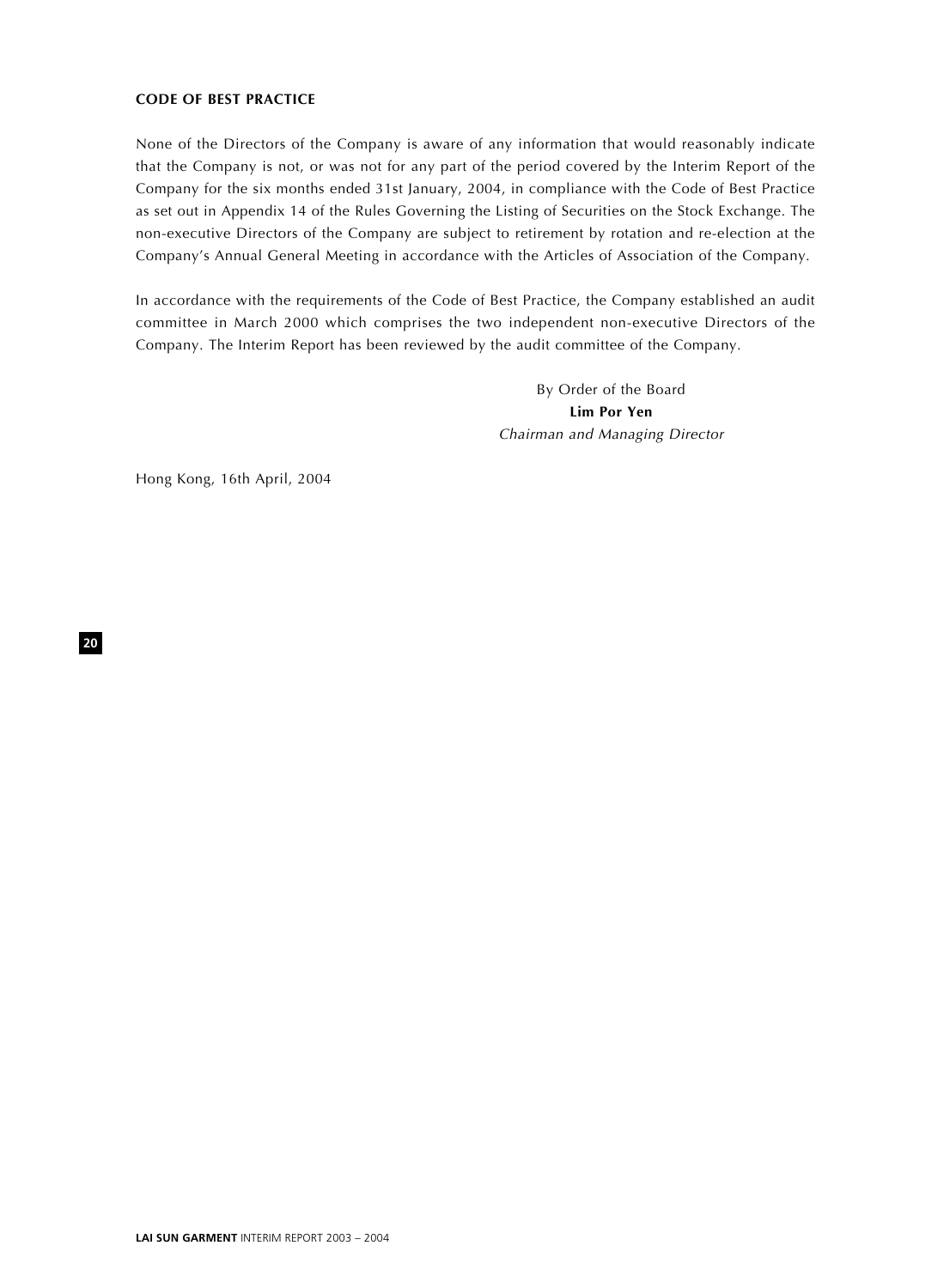## CODE OF BEST PRACTICE

None of the Directors of the Company is aware of any information that would reasonably indicate that the Company is not, or was not for any part of the period covered by the Interim Report of the Company for the six months ended 31st January, 2004, in compliance with the Code of Best Practice as set out in Appendix 14 of the Rules Governing the Listing of Securities on the Stock Exchange. The non-executive Directors of the Company are subject to retirement by rotation and re-election at the Company's Annual General Meeting in accordance with the Articles of Association of the Company.

In accordance with the requirements of the Code of Best Practice, the Company established an audit committee in March 2000 which comprises the two independent non-executive Directors of the Company. The Interim Report has been reviewed by the audit committee of the Company.

By Order of the Board
**Lim Por Yen**
*Chairman and Managing Director*

Hong Kong, 16th April, 2004